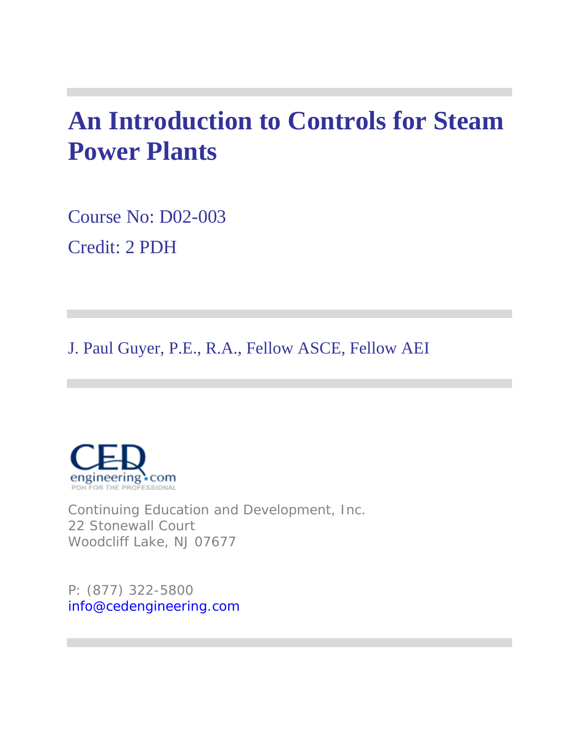# An Introduction to Controls for Steam Power Plants

Course No: D02-003

Credit: 2 PDH

J. Paul Guyer, P.E., R.A., Fellow ASCE, Fellow AEI

Continuing Education and Development, Inc.
22 Stonewall Court
Woodcliff Lake, NJ 07677

P: (877) 322-5800
info@cedengineering.com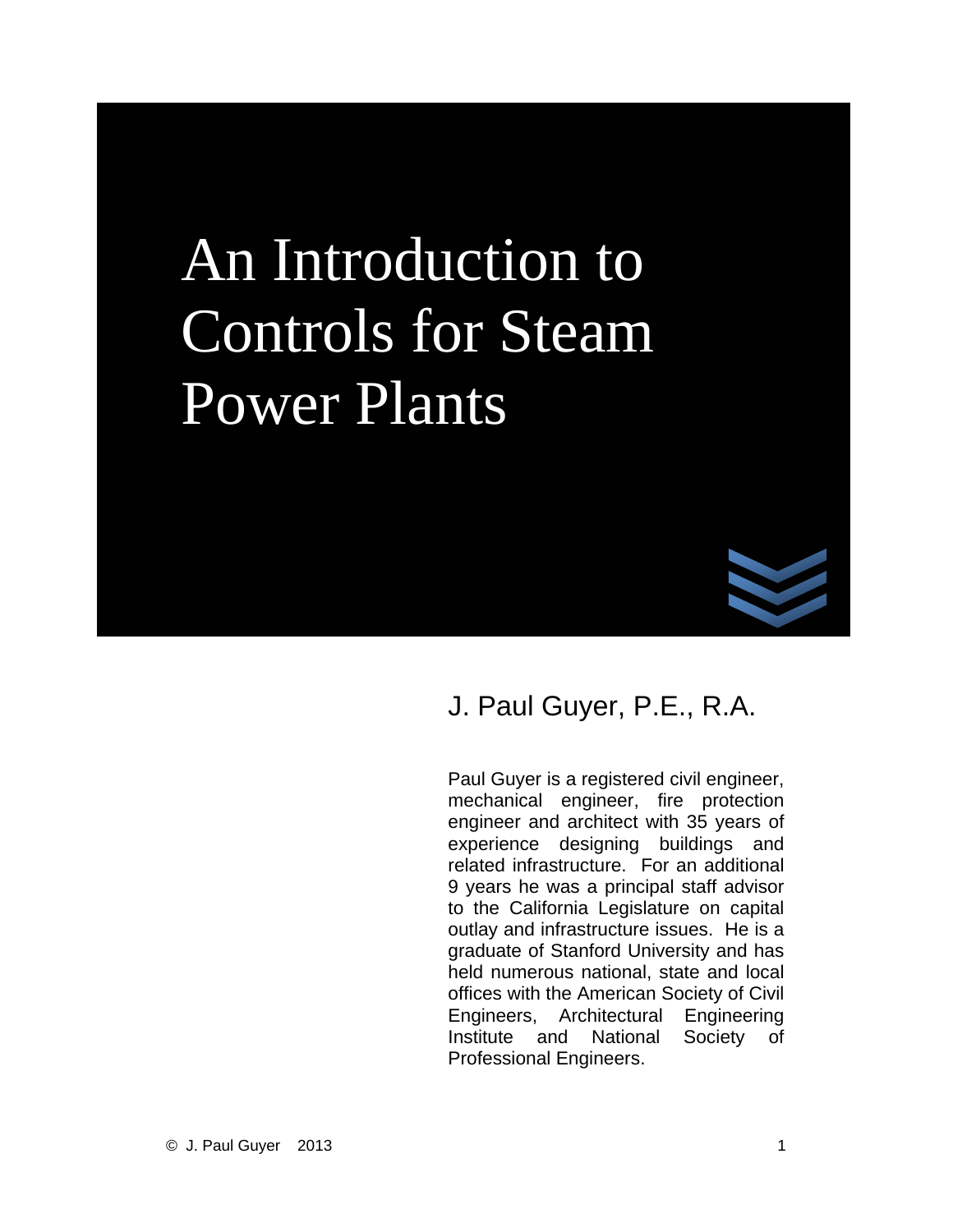# An Introduction to Controls for Steam Power Plants

## J. Paul Guyer, P.E., R.A.

Paul Guyer is a registered civil engineer, mechanical engineer, fire protection engineer and architect with 35 years of experience designing buildings and related infrastructure. For an additional 9 years he was a principal staff advisor to the California Legislature on capital outlay and infrastructure issues. He is a graduate of Stanford University and has held numerous national, state and local offices with the American Society of Civil Engineers, Architectural Engineering Institute and National Society of Professional Engineers.

© J. Paul Guyer 2013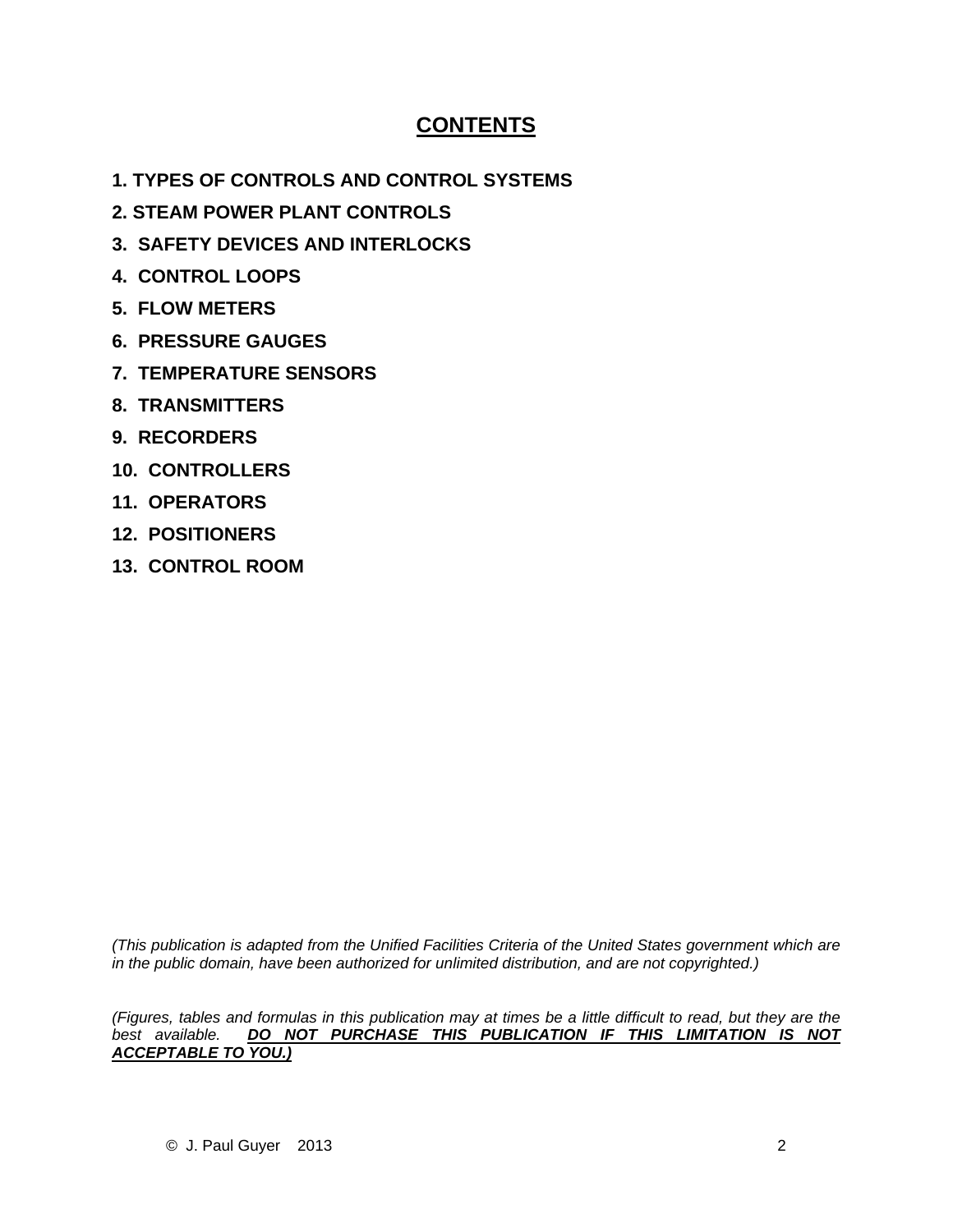# CONTENTS

**1. TYPES OF CONTROLS AND CONTROL SYSTEMS**

**2. STEAM POWER PLANT CONTROLS**

**3. SAFETY DEVICES AND INTERLOCKS**

**4. CONTROL LOOPS**

**5. FLOW METERS**

**6. PRESSURE GAUGES**

**7. TEMPERATURE SENSORS**

**8. TRANSMITTERS**

**9. RECORDERS**

**10. CONTROLLERS**

**11. OPERATORS**

**12. POSITIONERS**

**13. CONTROL ROOM**

*(This publication is adapted from the Unified Facilities Criteria of the United States government which are in the public domain, have been authorized for unlimited distribution, and are not copyrighted.)*

*(Figures, tables and formulas in this publication may at times be a little difficult to read, but they are the best available.* ***DO NOT PURCHASE THIS PUBLICATION IF THIS LIMITATION IS NOT ACCEPTABLE TO YOU.)***

© J. Paul Guyer 2013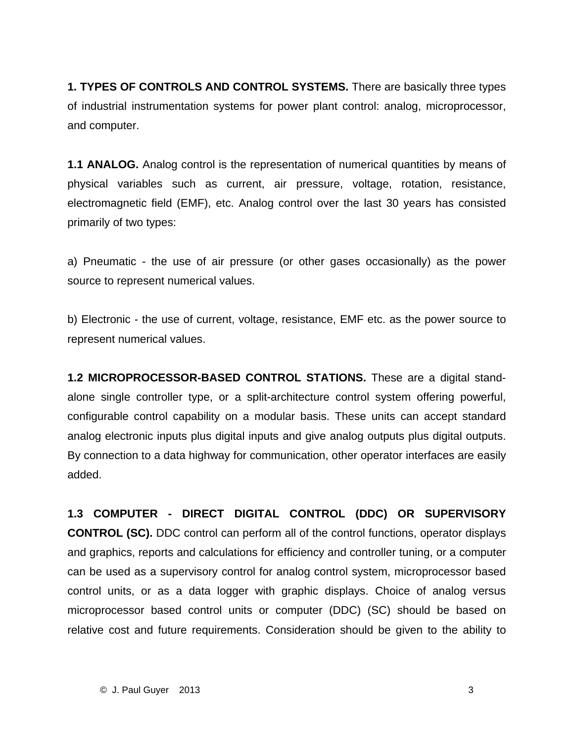**1. TYPES OF CONTROLS AND CONTROL SYSTEMS.** There are basically three types of industrial instrumentation systems for power plant control: analog, microprocessor, and computer.

**1.1 ANALOG.** Analog control is the representation of numerical quantities by means of physical variables such as current, air pressure, voltage, rotation, resistance, electromagnetic field (EMF), etc. Analog control over the last 30 years has consisted primarily of two types:

a) Pneumatic - the use of air pressure (or other gases occasionally) as the power source to represent numerical values.

b) Electronic - the use of current, voltage, resistance, EMF etc. as the power source to represent numerical values.

**1.2 MICROPROCESSOR-BASED CONTROL STATIONS.** These are a digital stand-alone single controller type, or a split-architecture control system offering powerful, configurable control capability on a modular basis. These units can accept standard analog electronic inputs plus digital inputs and give analog outputs plus digital outputs. By connection to a data highway for communication, other operator interfaces are easily added.

**1.3 COMPUTER - DIRECT DIGITAL CONTROL (DDC) OR SUPERVISORY CONTROL (SC).** DDC control can perform all of the control functions, operator displays and graphics, reports and calculations for efficiency and controller tuning, or a computer can be used as a supervisory control for analog control system, microprocessor based control units, or as a data logger with graphic displays. Choice of analog versus microprocessor based control units or computer (DDC) (SC) should be based on relative cost and future requirements. Consideration should be given to the ability to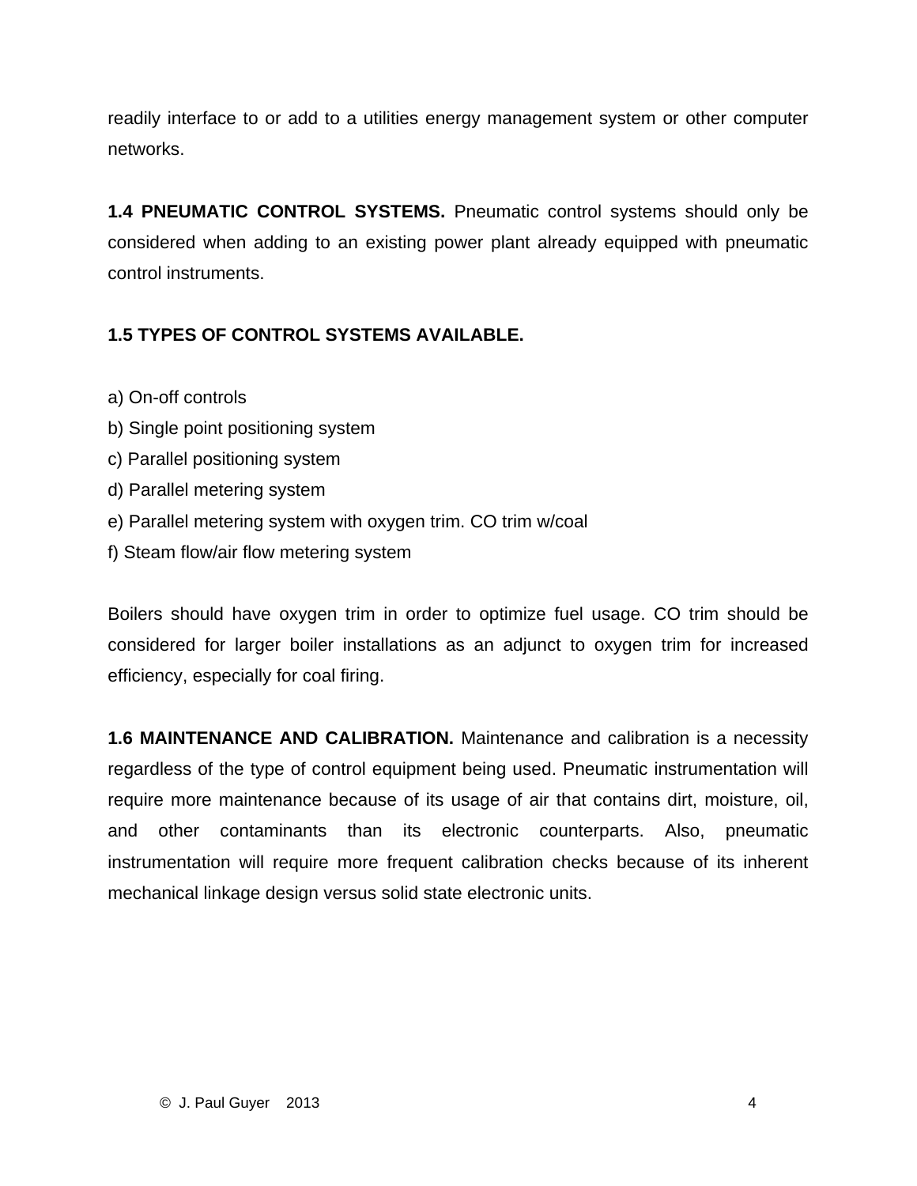readily interface to or add to a utilities energy management system or other computer networks.

**1.4 PNEUMATIC CONTROL SYSTEMS.** Pneumatic control systems should only be considered when adding to an existing power plant already equipped with pneumatic control instruments.

**1.5 TYPES OF CONTROL SYSTEMS AVAILABLE.**

a) On-off controls
b) Single point positioning system
c) Parallel positioning system
d) Parallel metering system
e) Parallel metering system with oxygen trim. CO trim w/coal
f) Steam flow/air flow metering system

Boilers should have oxygen trim in order to optimize fuel usage. CO trim should be considered for larger boiler installations as an adjunct to oxygen trim for increased efficiency, especially for coal firing.

**1.6 MAINTENANCE AND CALIBRATION.** Maintenance and calibration is a necessity regardless of the type of control equipment being used. Pneumatic instrumentation will require more maintenance because of its usage of air that contains dirt, moisture, oil, and other contaminants than its electronic counterparts. Also, pneumatic instrumentation will require more frequent calibration checks because of its inherent mechanical linkage design versus solid state electronic units.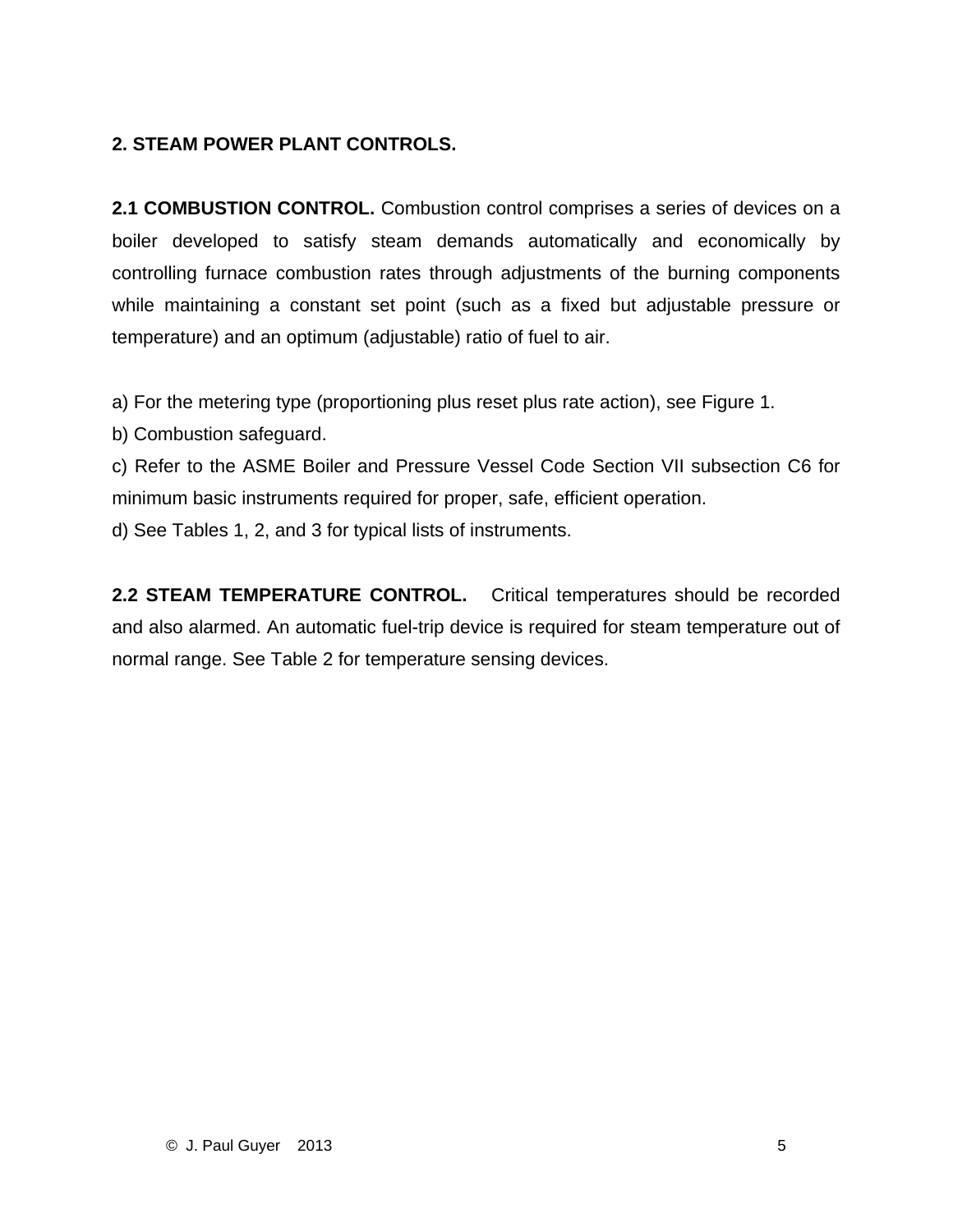## 2. STEAM POWER PLANT CONTROLS.

**2.1 COMBUSTION CONTROL.** Combustion control comprises a series of devices on a boiler developed to satisfy steam demands automatically and economically by controlling furnace combustion rates through adjustments of the burning components while maintaining a constant set point (such as a fixed but adjustable pressure or temperature) and an optimum (adjustable) ratio of fuel to air.

a) For the metering type (proportioning plus reset plus rate action), see Figure 1.

b) Combustion safeguard.

c) Refer to the ASME Boiler and Pressure Vessel Code Section VII subsection C6 for minimum basic instruments required for proper, safe, efficient operation.

d) See Tables 1, 2, and 3 for typical lists of instruments.

**2.2 STEAM TEMPERATURE CONTROL.** Critical temperatures should be recorded and also alarmed. An automatic fuel-trip device is required for steam temperature out of normal range. See Table 2 for temperature sensing devices.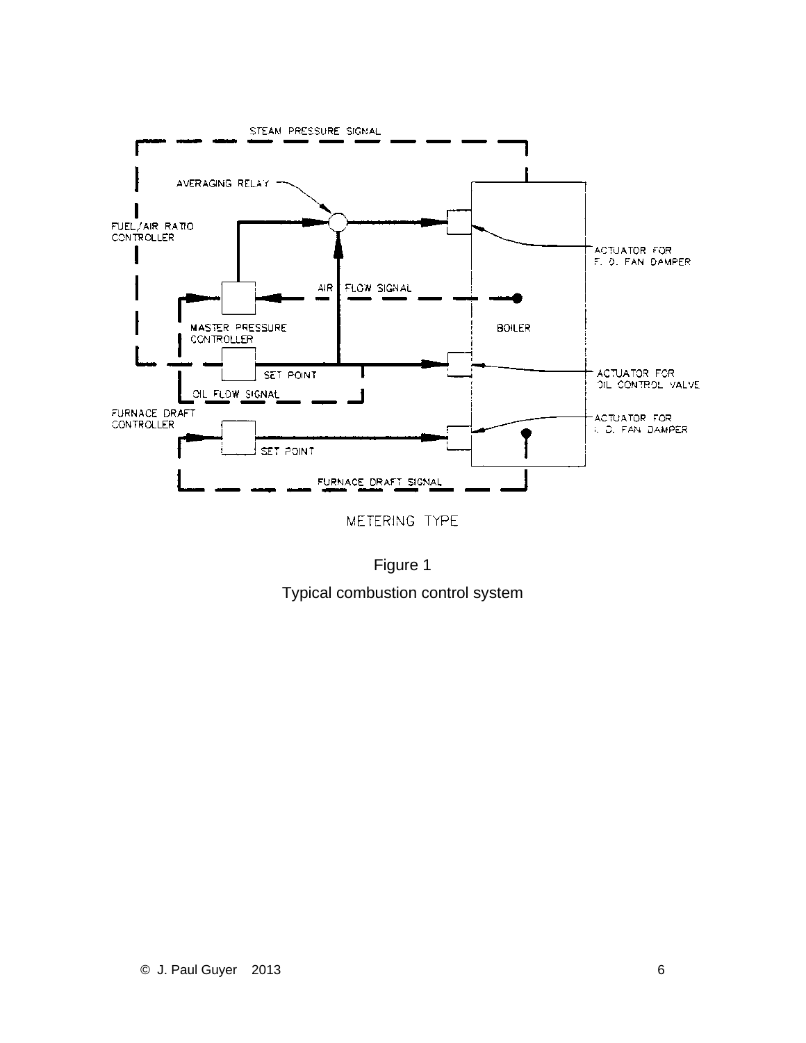STEAM PRESSURE SIGNAL

AVERAGING RELAY

FUEL/AIR RATIO CONTROLLER

ACTUATOR FOR F. D. FAN DAMPER

AIR FLOW SIGNAL

MASTER PRESSURE CONTROLLER

BOILER

SET POINT

ACTUATOR FOR OIL CONTROL VALVE

OIL FLOW SIGNAL

FURNACE DRAFT CONTROLLER

ACTUATOR FOR I. D. FAN DAMPER

SET POINT

FURNACE DRAFT SIGNAL

METERING TYPE

Figure 1

Typical combustion control system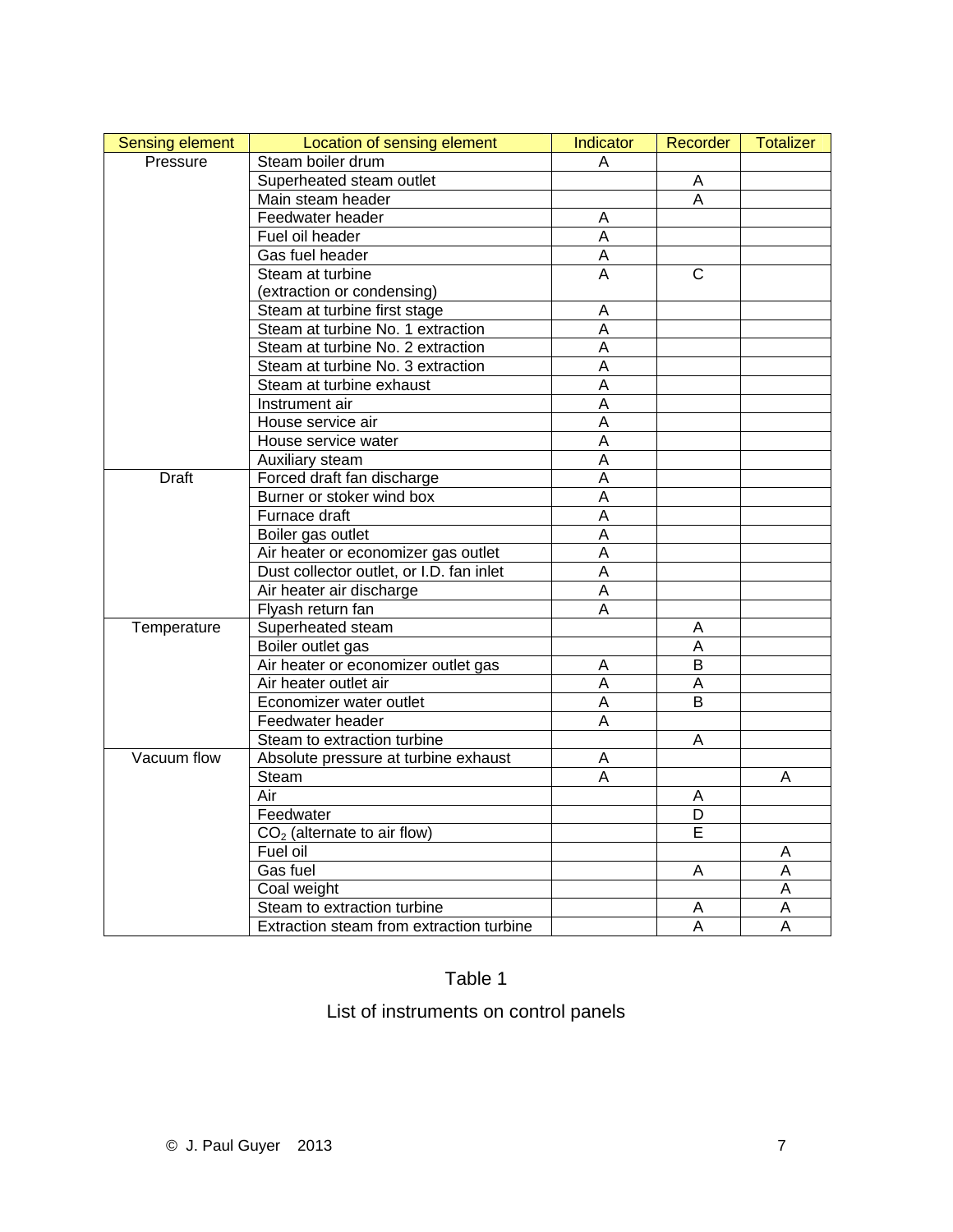| Sensing element | Location of sensing element | Indicator | Recorder | Totalizer |
| --- | --- | --- | --- | --- |
| Pressure | Steam boiler drum | A | | |
| | Superheated steam outlet | | A | |
| | Main steam header | | A | |
| | Feedwater header | A | | |
| | Fuel oil header | A | | |
| | Gas fuel header | A | | |
| | Steam at turbine (extraction or condensing) | A | C | |
| | Steam at turbine first stage | A | | |
| | Steam at turbine No. 1 extraction | A | | |
| | Steam at turbine No. 2 extraction | A | | |
| | Steam at turbine No. 3 extraction | A | | |
| | Steam at turbine exhaust | A | | |
| | Instrument air | A | | |
| | House service air | A | | |
| | House service water | A | | |
| | Auxiliary steam | A | | |
| Draft | Forced draft fan discharge | A | | |
| | Burner or stoker wind box | A | | |
| | Furnace draft | A | | |
| | Boiler gas outlet | A | | |
| | Air heater or economizer gas outlet | A | | |
| | Dust collector outlet, or I.D. fan inlet | A | | |
| | Air heater air discharge | A | | |
| | Flyash return fan | A | | |
| Temperature | Superheated steam | | A | |
| | Boiler outlet gas | | A | |
| | Air heater or economizer outlet gas | A | B | |
| | Air heater outlet air | A | A | |
| | Economizer water outlet | A | B | |
| | Feedwater header | A | | |
| | Steam to extraction turbine | | A | |
| Vacuum flow | Absolute pressure at turbine exhaust | A | | |
| | Steam | A | | A |
| | Air | | A | |
| | Feedwater | | D | |
| | $CO_2$ (alternate to air flow) | | E | |
| | Fuel oil | | | A |
| | Gas fuel | | A | A |
| | Coal weight | | | A |
| | Steam to extraction turbine | | A | A |
| | Extraction steam from extraction turbine | | A | A |

Table 1

List of instruments on control panels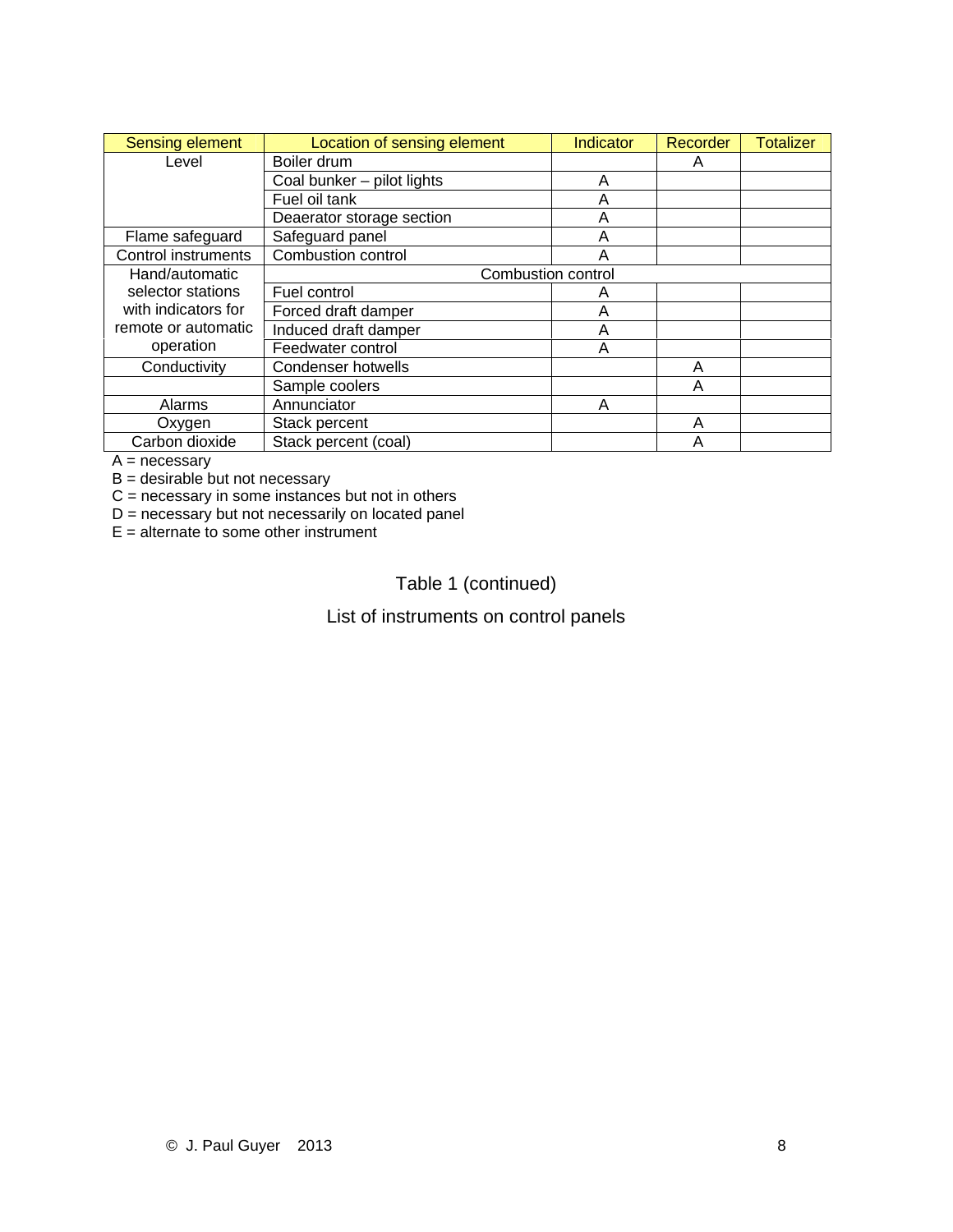| Sensing element | Location of sensing element | Indicator | Recorder | Totalizer |
|---|---|---|---|---|
| Level | Boiler drum | | A | |
| | Coal bunker – pilot lights | A | | |
| | Fuel oil tank | A | | |
| | Deaerator storage section | A | | |
| Flame safeguard | Safeguard panel | A | | |
| Control instruments | Combustion control | A | | |
| Hand/automatic selector stations with indicators for remote or automatic operation | Combustion control | | | |
| | Fuel control | A | | |
| | Forced draft damper | A | | |
| | Induced draft damper | A | | |
| | Feedwater control | A | | |
| Conductivity | Condenser hotwells | | A | |
| | Sample coolers | | A | |
| Alarms | Annunciator | A | | |
| Oxygen | Stack percent | | A | |
| Carbon dioxide | Stack percent (coal) | | A | |

A = necessary
B = desirable but not necessary
C = necessary in some instances but not in others
D = necessary but not necessarily on located panel
E = alternate to some other instrument

Table 1 (continued)

List of instruments on control panels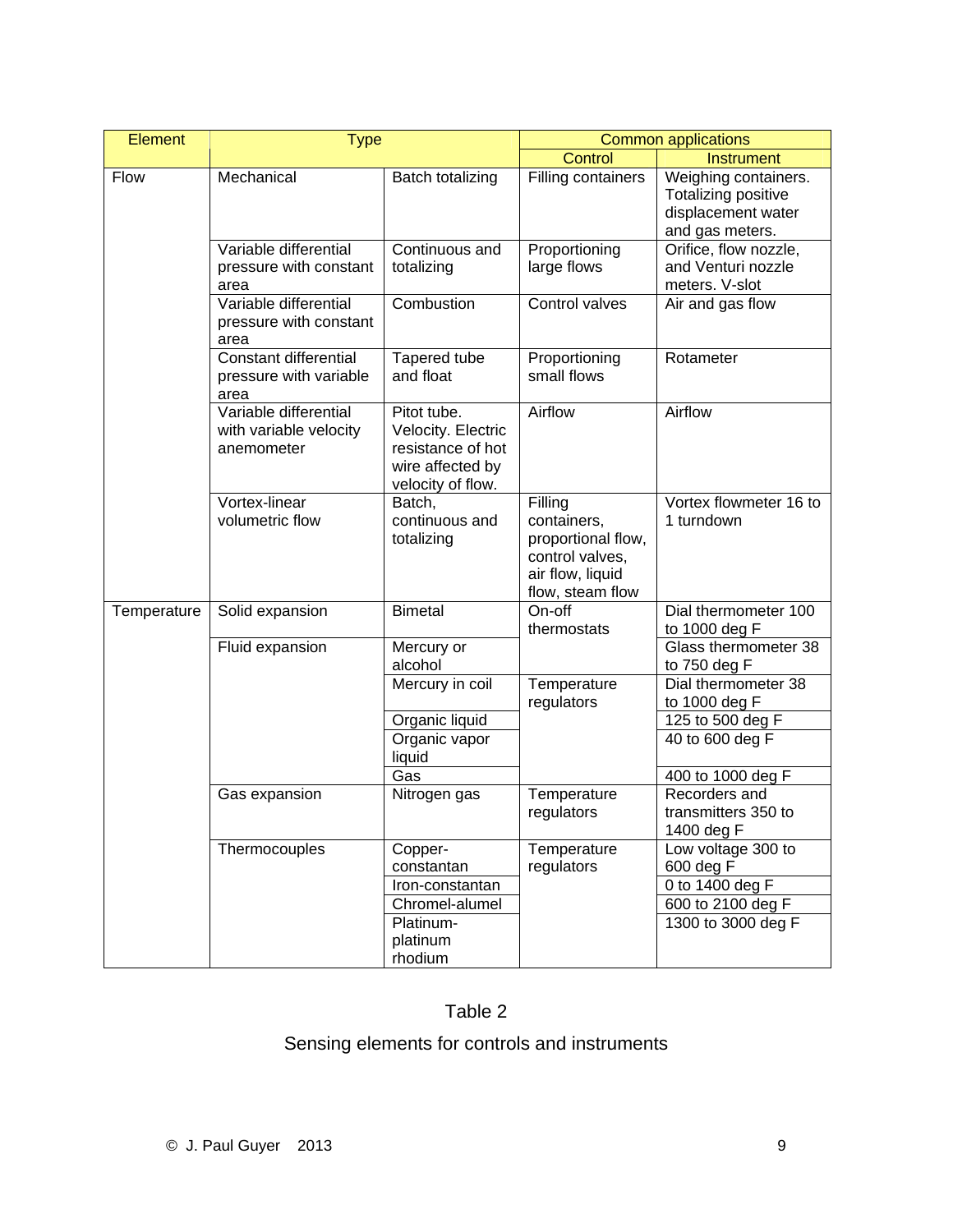| Element | Type | | Common applications | |
|---|---|---|---|---|
| | | | Control | Instrument |
| Flow | Mechanical | Batch totalizing | Filling containers | Weighing containers. Totalizing positive displacement water and gas meters. |
| | Variable differential pressure with constant area | Continuous and totalizing | Proportioning large flows | Orifice, flow nozzle, and Venturi nozzle meters. V-slot |
| | Variable differential pressure with constant area | Combustion | Control valves | Air and gas flow |
| | Constant differential pressure with variable area | Tapered tube and float | Proportioning small flows | Rotameter |
| | Variable differential with variable velocity anemometer | Pitot tube. Velocity. Electric resistance of hot wire affected by velocity of flow. | Airflow | Airflow |
| | Vortex-linear volumetric flow | Batch, continuous and totalizing | Filling containers, proportional flow, control valves, air flow, liquid flow, steam flow | Vortex flowmeter 16 to 1 turndown |
| Temperature | Solid expansion | Bimetal | On-off thermostats | Dial thermometer 100 to 1000 deg F |
| | Fluid expansion | Mercury or alcohol | | Glass thermometer 38 to 750 deg F |
| | | Mercury in coil | Temperature regulators | Dial thermometer 38 to 1000 deg F |
| | | Organic liquid | | 125 to 500 deg F |
| | | Organic vapor liquid | | 40 to 600 deg F |
| | | Gas | | 400 to 1000 deg F |
| | Gas expansion | Nitrogen gas | Temperature regulators | Recorders and transmitters 350 to 1400 deg F |
| | Thermocouples | Copper-constantan | Temperature regulators | Low voltage 300 to 600 deg F |
| | | Iron-constantan | | 0 to 1400 deg F |
| | | Chromel-alumel | | 600 to 2100 deg F |
| | | Platinum-platinum rhodium | | 1300 to 3000 deg F |

Table 2

Sensing elements for controls and instruments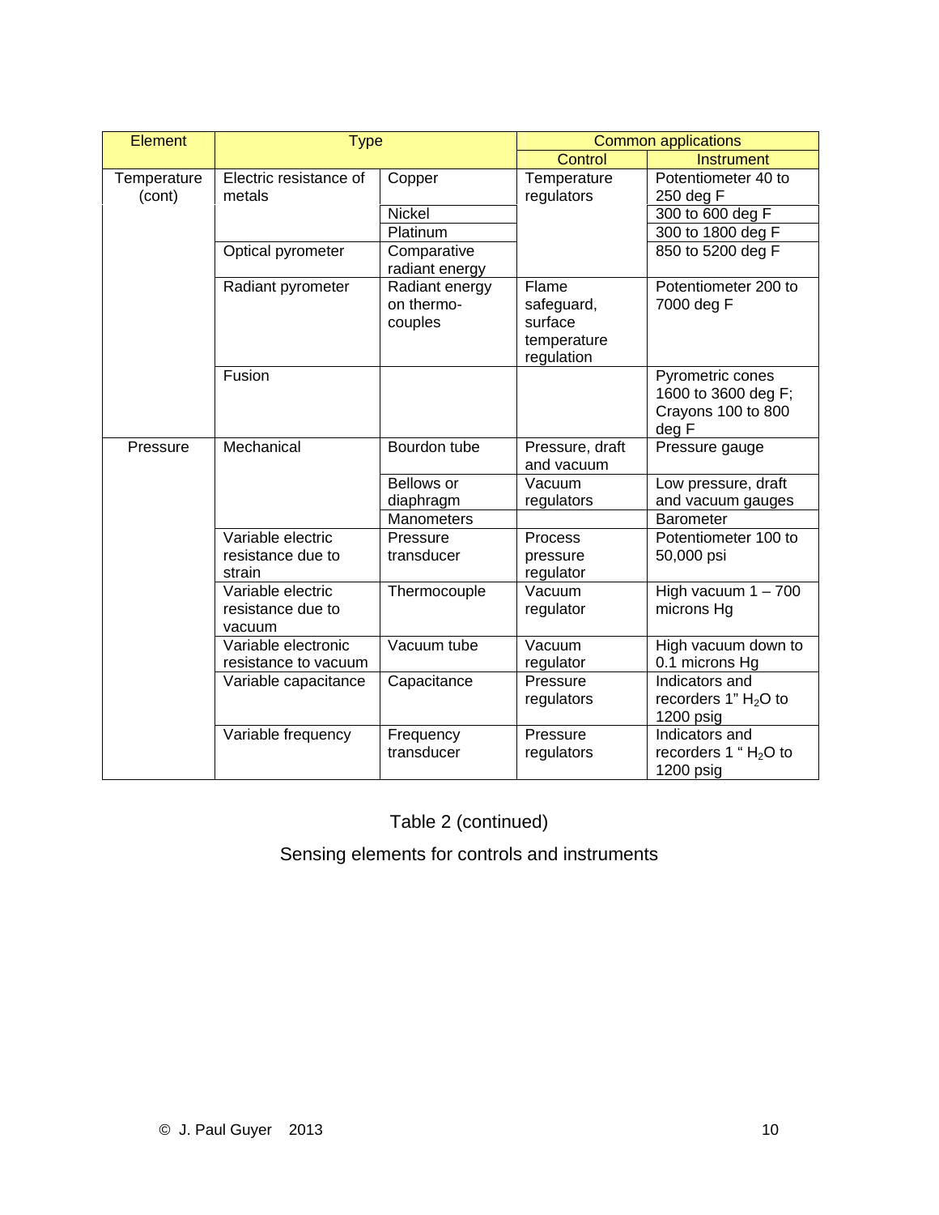| Element | Type | | Common applications | |
|---|---|---|---|---|
| | | | Control | Instrument |
| Temperature (cont) | Electric resistance of metals | Copper | Temperature regulators | Potentiometer 40 to 250 deg F |
| | | Nickel | | 300 to 600 deg F |
| | | Platinum | | 300 to 1800 deg F |
| | Optical pyrometer | Comparative radiant energy | | 850 to 5200 deg F |
| | Radiant pyrometer | Radiant energy on thermo-couples | Flame safeguard, surface temperature regulation | Potentiometer 200 to 7000 deg F |
| | Fusion | | | Pyrometric cones 1600 to 3600 deg F; Crayons 100 to 800 deg F |
| Pressure | Mechanical | Bourdon tube | Pressure, draft and vacuum | Pressure gauge |
| | | Bellows or diaphragm | Vacuum regulators | Low pressure, draft and vacuum gauges |
| | | Manometers | | Barometer |
| | Variable electric resistance due to strain | Pressure transducer | Process pressure regulator | Potentiometer 100 to 50,000 psi |
| | Variable electric resistance due to vacuum | Thermocouple | Vacuum regulator | High vacuum 1 – 700 microns Hg |
| | Variable electronic resistance to vacuum | Vacuum tube | Vacuum regulator | High vacuum down to 0.1 microns Hg |
| | Variable capacitance | Capacitance | Pressure regulators | Indicators and recorders 1" $H_2O$ to 1200 psig |
| | Variable frequency | Frequency transducer | Pressure regulators | Indicators and recorders 1 " $H_2O$ to 1200 psig |

Table 2 (continued)

Sensing elements for controls and instruments

© J. Paul Guyer 2013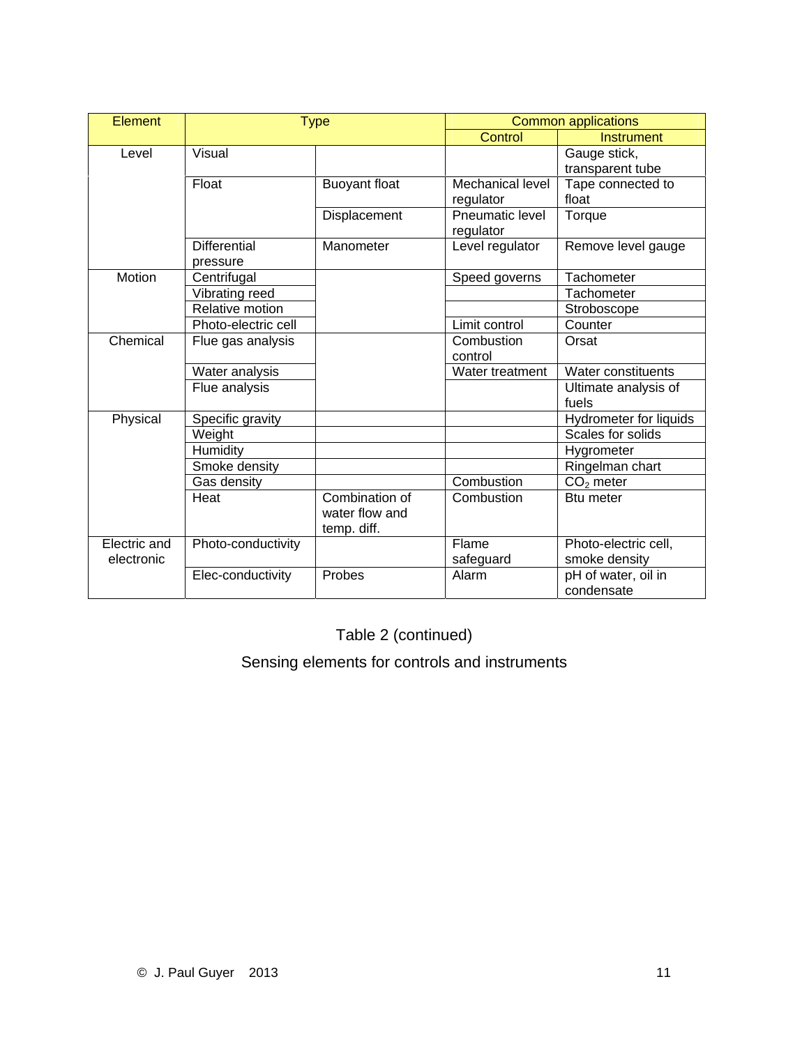| Element | Type | | Common applications | |
|---|---|---|---|---|
| | | | Control | Instrument |
| Level | Visual | | | Gauge stick, transparent tube |
| | Float | Buoyant float | Mechanical level regulator | Tape connected to float |
| | | Displacement | Pneumatic level regulator | Torque |
| | Differential pressure | Manometer | Level regulator | Remove level gauge |
| Motion | Centrifugal | | Speed governs | Tachometer |
| | Vibrating reed | | | Tachometer |
| | Relative motion | | | Stroboscope |
| | Photo-electric cell | | Limit control | Counter |
| Chemical | Flue gas analysis | | Combustion control | Orsat |
| | Water analysis | | Water treatment | Water constituents |
| | Flue analysis | | | Ultimate analysis of fuels |
| Physical | Specific gravity | | | Hydrometer for liquids |
| | Weight | | | Scales for solids |
| | Humidity | | | Hygrometer |
| | Smoke density | | | Ringelman chart |
| | Gas density | | Combustion | $CO_2$ meter |
| | Heat | Combination of water flow and temp. diff. | Combustion | Btu meter |
| Electric and electronic | Photo-conductivity | | Flame safeguard | Photo-electric cell, smoke density |
| | Elec-conductivity | Probes | Alarm | pH of water, oil in condensate |

Table 2 (continued)

Sensing elements for controls and instruments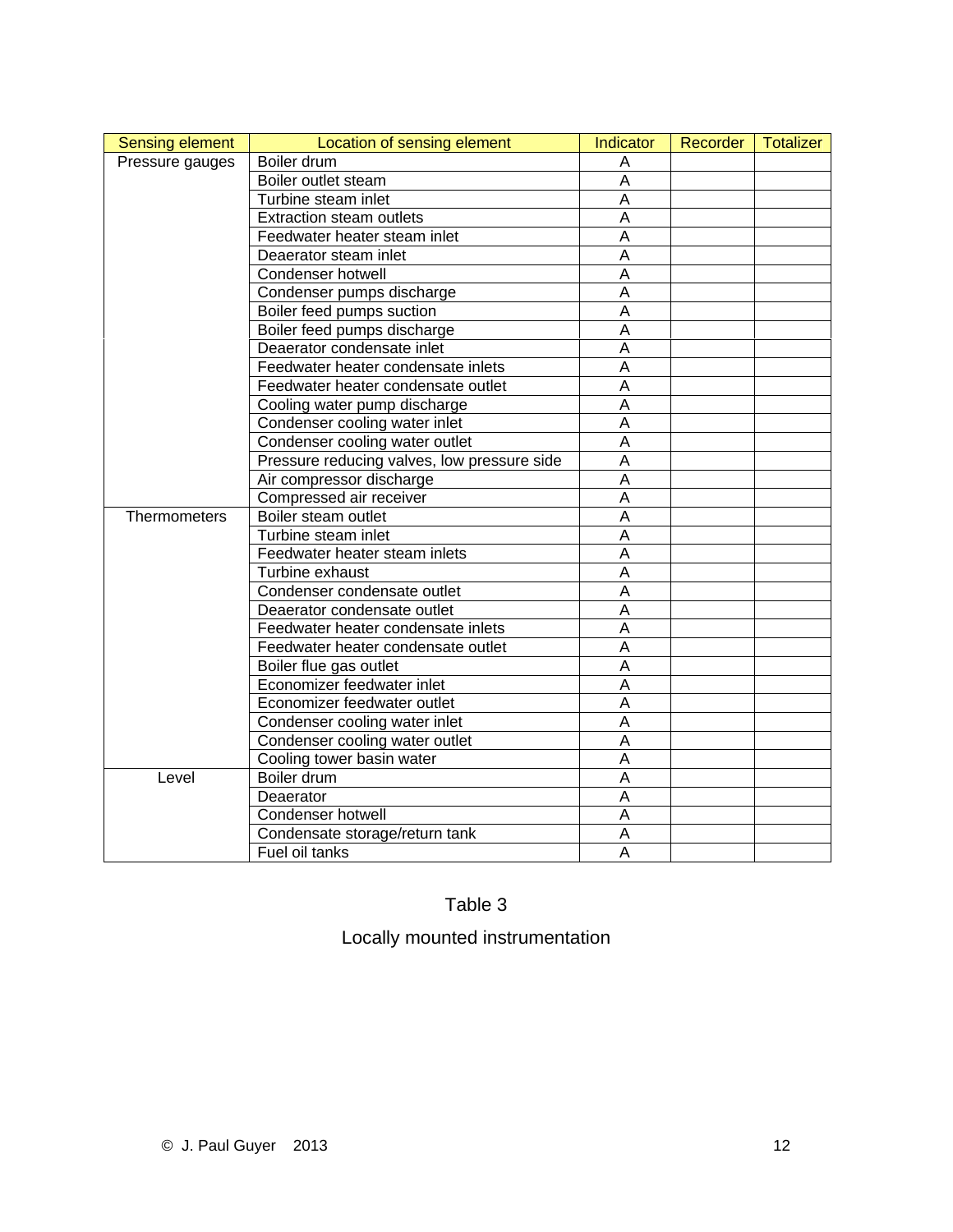| Sensing element | Location of sensing element | Indicator | Recorder | Totalizer |
|---|---|---|---|---|
| Pressure gauges | Boiler drum | A | | |
| | Boiler outlet steam | A | | |
| | Turbine steam inlet | A | | |
| | Extraction steam outlets | A | | |
| | Feedwater heater steam inlet | A | | |
| | Deaerator steam inlet | A | | |
| | Condenser hotwell | A | | |
| | Condenser pumps discharge | A | | |
| | Boiler feed pumps suction | A | | |
| | Boiler feed pumps discharge | A | | |
| | Deaerator condensate inlet | A | | |
| | Feedwater heater condensate inlets | A | | |
| | Feedwater heater condensate outlet | A | | |
| | Cooling water pump discharge | A | | |
| | Condenser cooling water inlet | A | | |
| | Condenser cooling water outlet | A | | |
| | Pressure reducing valves, low pressure side | A | | |
| | Air compressor discharge | A | | |
| | Compressed air receiver | A | | |
| Thermometers | Boiler steam outlet | A | | |
| | Turbine steam inlet | A | | |
| | Feedwater heater steam inlets | A | | |
| | Turbine exhaust | A | | |
| | Condenser condensate outlet | A | | |
| | Deaerator condensate outlet | A | | |
| | Feedwater heater condensate inlets | A | | |
| | Feedwater heater condensate outlet | A | | |
| | Boiler flue gas outlet | A | | |
| | Economizer feedwater inlet | A | | |
| | Economizer feedwater outlet | A | | |
| | Condenser cooling water inlet | A | | |
| | Condenser cooling water outlet | A | | |
| | Cooling tower basin water | A | | |
| Level | Boiler drum | A | | |
| | Deaerator | A | | |
| | Condenser hotwell | A | | |
| | Condensate storage/return tank | A | | |
| | Fuel oil tanks | A | | |

Table 3

Locally mounted instrumentation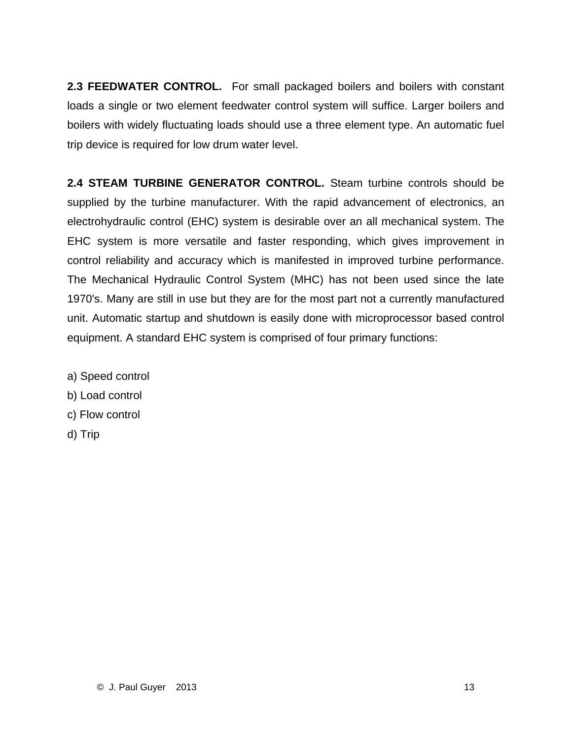**2.3 FEEDWATER CONTROL.** For small packaged boilers and boilers with constant loads a single or two element feedwater control system will suffice. Larger boilers and boilers with widely fluctuating loads should use a three element type. An automatic fuel trip device is required for low drum water level.

**2.4 STEAM TURBINE GENERATOR CONTROL.** Steam turbine controls should be supplied by the turbine manufacturer. With the rapid advancement of electronics, an electrohydraulic control (EHC) system is desirable over an all mechanical system. The EHC system is more versatile and faster responding, which gives improvement in control reliability and accuracy which is manifested in improved turbine performance. The Mechanical Hydraulic Control System (MHC) has not been used since the late 1970's. Many are still in use but they are for the most part not a currently manufactured unit. Automatic startup and shutdown is easily done with microprocessor based control equipment. A standard EHC system is comprised of four primary functions:

a) Speed control
b) Load control
c) Flow control
d) Trip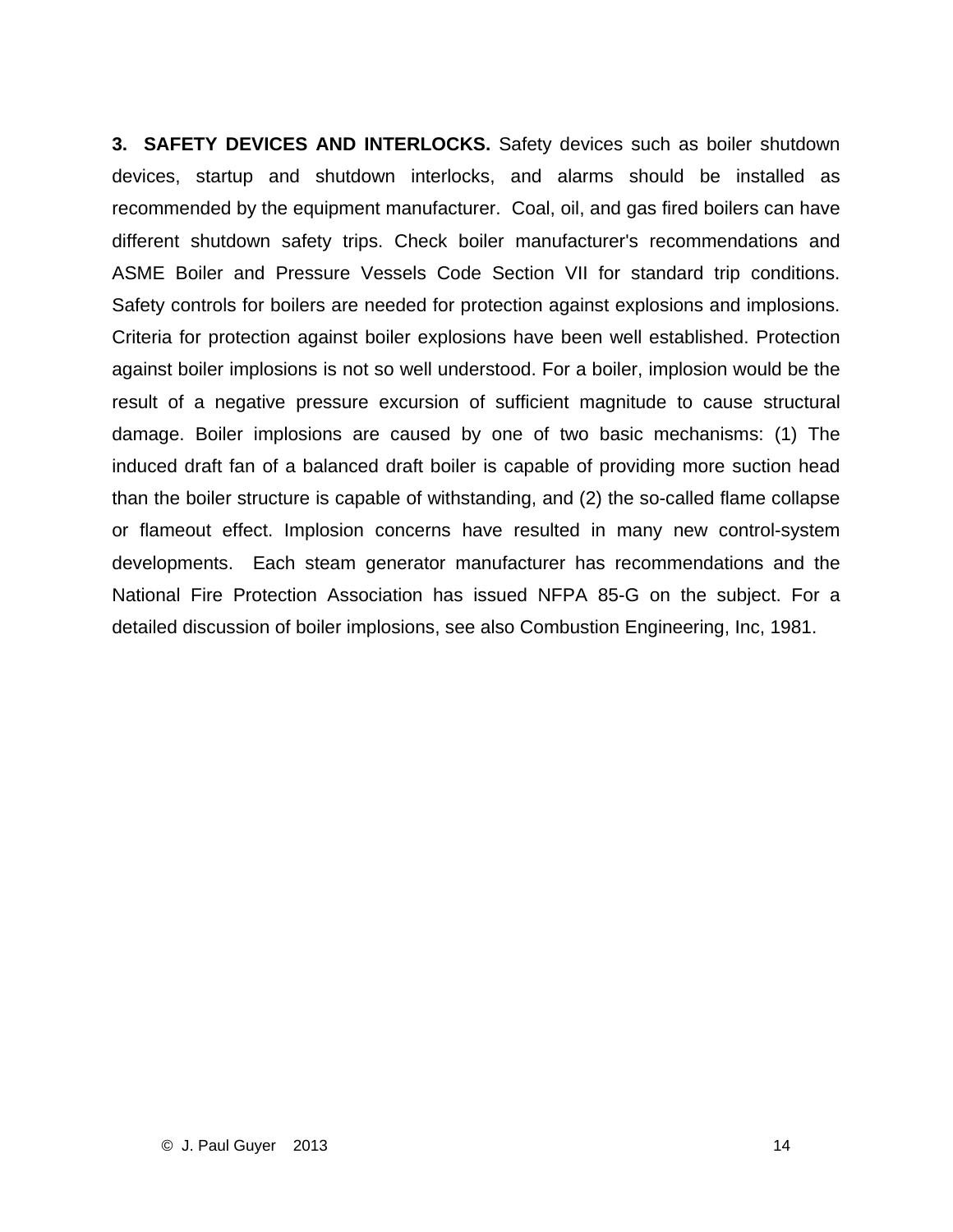**3. SAFETY DEVICES AND INTERLOCKS.** Safety devices such as boiler shutdown devices, startup and shutdown interlocks, and alarms should be installed as recommended by the equipment manufacturer. Coal, oil, and gas fired boilers can have different shutdown safety trips. Check boiler manufacturer's recommendations and ASME Boiler and Pressure Vessels Code Section VII for standard trip conditions. Safety controls for boilers are needed for protection against explosions and implosions. Criteria for protection against boiler explosions have been well established. Protection against boiler implosions is not so well understood. For a boiler, implosion would be the result of a negative pressure excursion of sufficient magnitude to cause structural damage. Boiler implosions are caused by one of two basic mechanisms: (1) The induced draft fan of a balanced draft boiler is capable of providing more suction head than the boiler structure is capable of withstanding, and (2) the so-called flame collapse or flameout effect. Implosion concerns have resulted in many new control-system developments. Each steam generator manufacturer has recommendations and the National Fire Protection Association has issued NFPA 85-G on the subject. For a detailed discussion of boiler implosions, see also Combustion Engineering, Inc, 1981.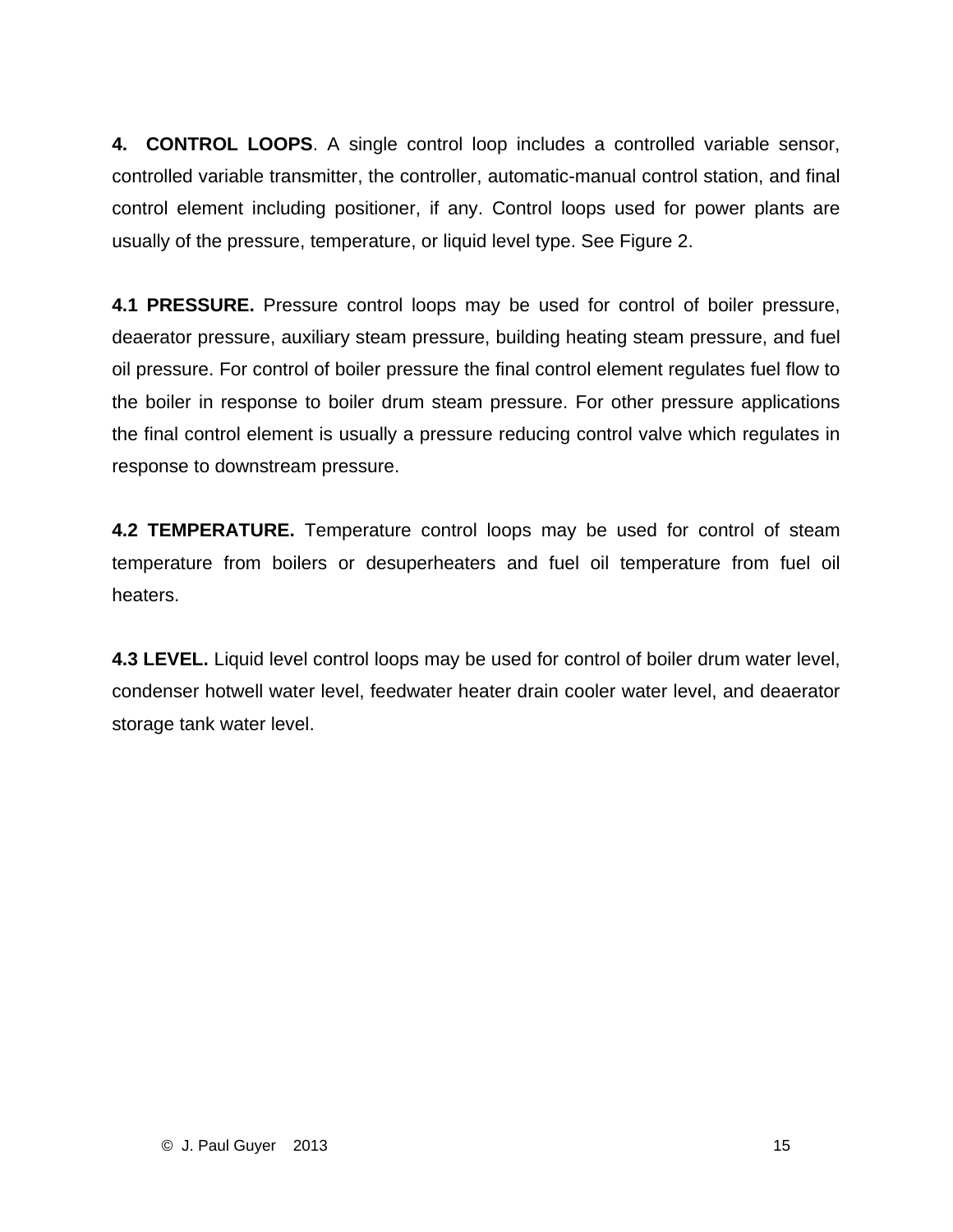**4. CONTROL LOOPS**. A single control loop includes a controlled variable sensor, controlled variable transmitter, the controller, automatic-manual control station, and final control element including positioner, if any. Control loops used for power plants are usually of the pressure, temperature, or liquid level type. See Figure 2.

**4.1 PRESSURE.** Pressure control loops may be used for control of boiler pressure, deaerator pressure, auxiliary steam pressure, building heating steam pressure, and fuel oil pressure. For control of boiler pressure the final control element regulates fuel flow to the boiler in response to boiler drum steam pressure. For other pressure applications the final control element is usually a pressure reducing control valve which regulates in response to downstream pressure.

**4.2 TEMPERATURE.** Temperature control loops may be used for control of steam temperature from boilers or desuperheaters and fuel oil temperature from fuel oil heaters.

**4.3 LEVEL.** Liquid level control loops may be used for control of boiler drum water level, condenser hotwell water level, feedwater heater drain cooler water level, and deaerator storage tank water level.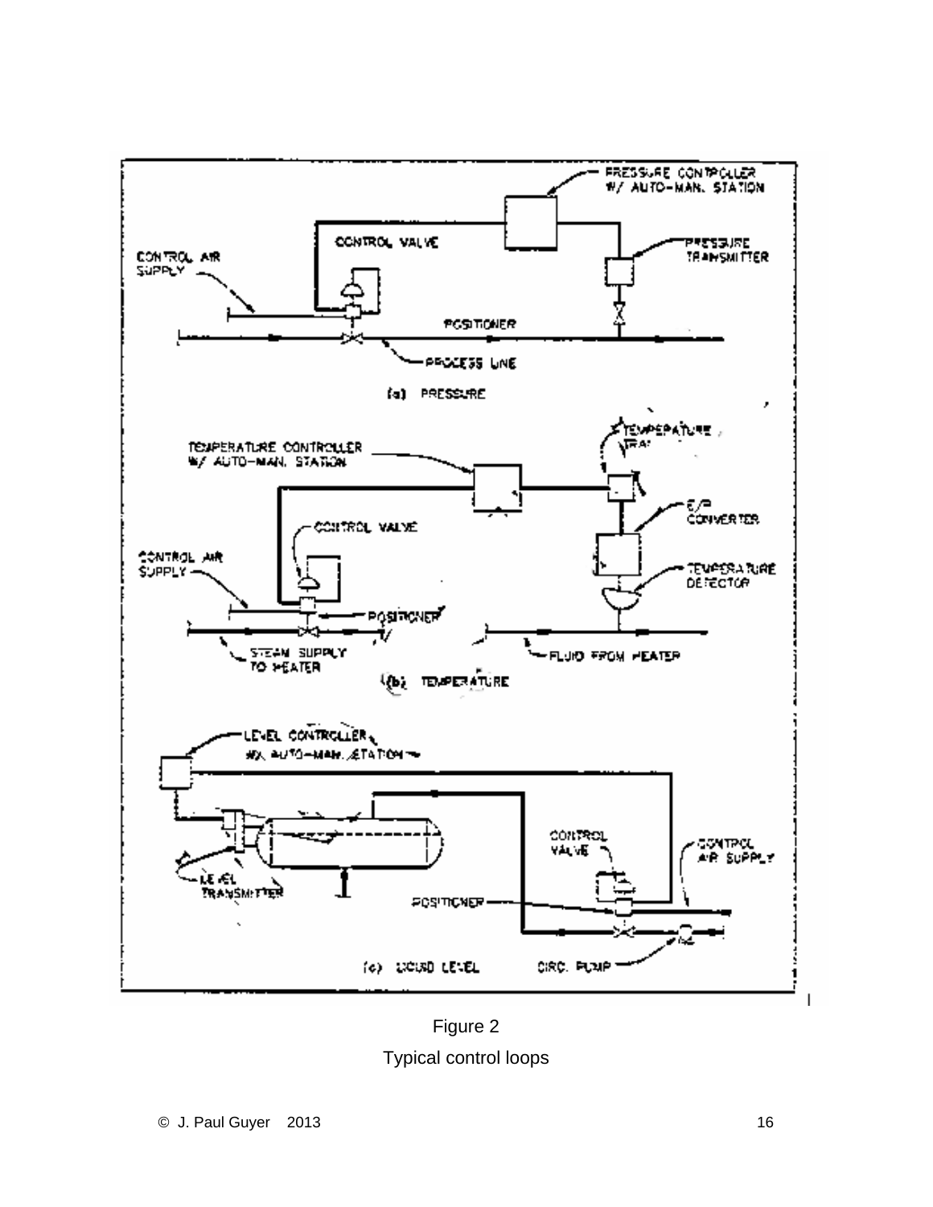Figure 2

Typical control loops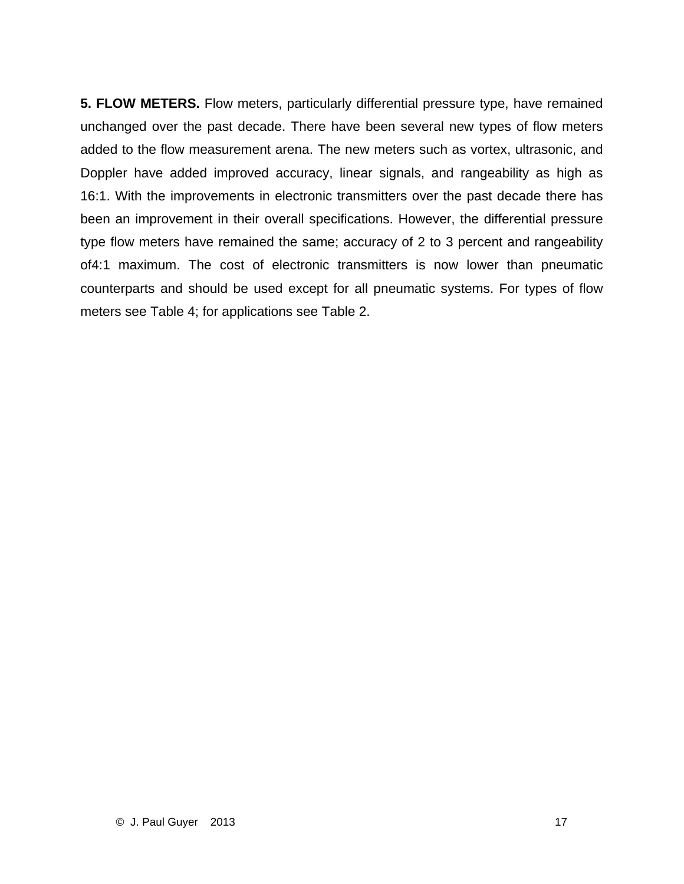**5. FLOW METERS.** Flow meters, particularly differential pressure type, have remained unchanged over the past decade. There have been several new types of flow meters added to the flow measurement arena. The new meters such as vortex, ultrasonic, and Doppler have added improved accuracy, linear signals, and rangeability as high as 16:1. With the improvements in electronic transmitters over the past decade there has been an improvement in their overall specifications. However, the differential pressure type flow meters have remained the same; accuracy of 2 to 3 percent and rangeability of4:1 maximum. The cost of electronic transmitters is now lower than pneumatic counterparts and should be used except for all pneumatic systems. For types of flow meters see Table 4; for applications see Table 2.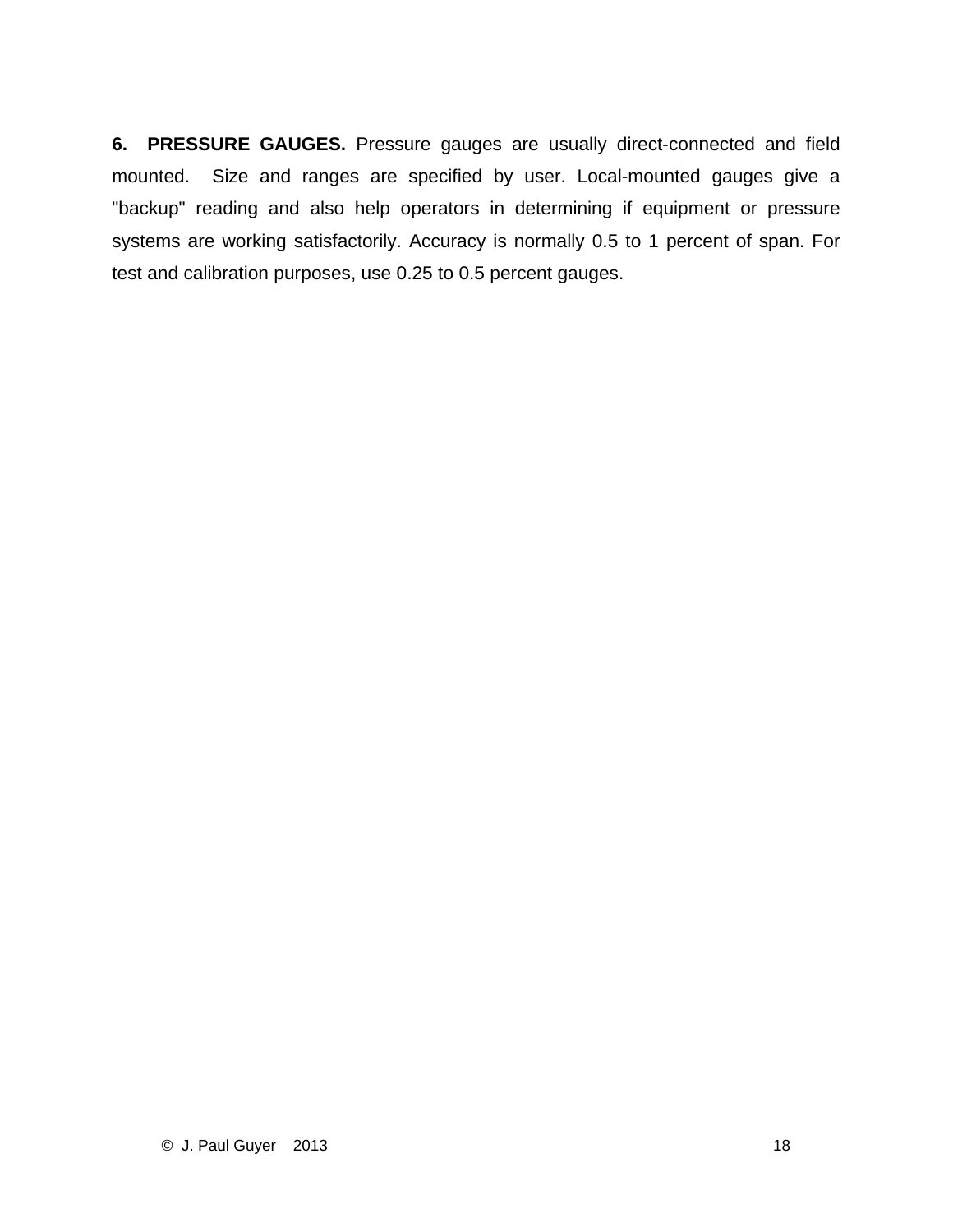**6. PRESSURE GAUGES.** Pressure gauges are usually direct-connected and field mounted. Size and ranges are specified by user. Local-mounted gauges give a "backup" reading and also help operators in determining if equipment or pressure systems are working satisfactorily. Accuracy is normally 0.5 to 1 percent of span. For test and calibration purposes, use 0.25 to 0.5 percent gauges.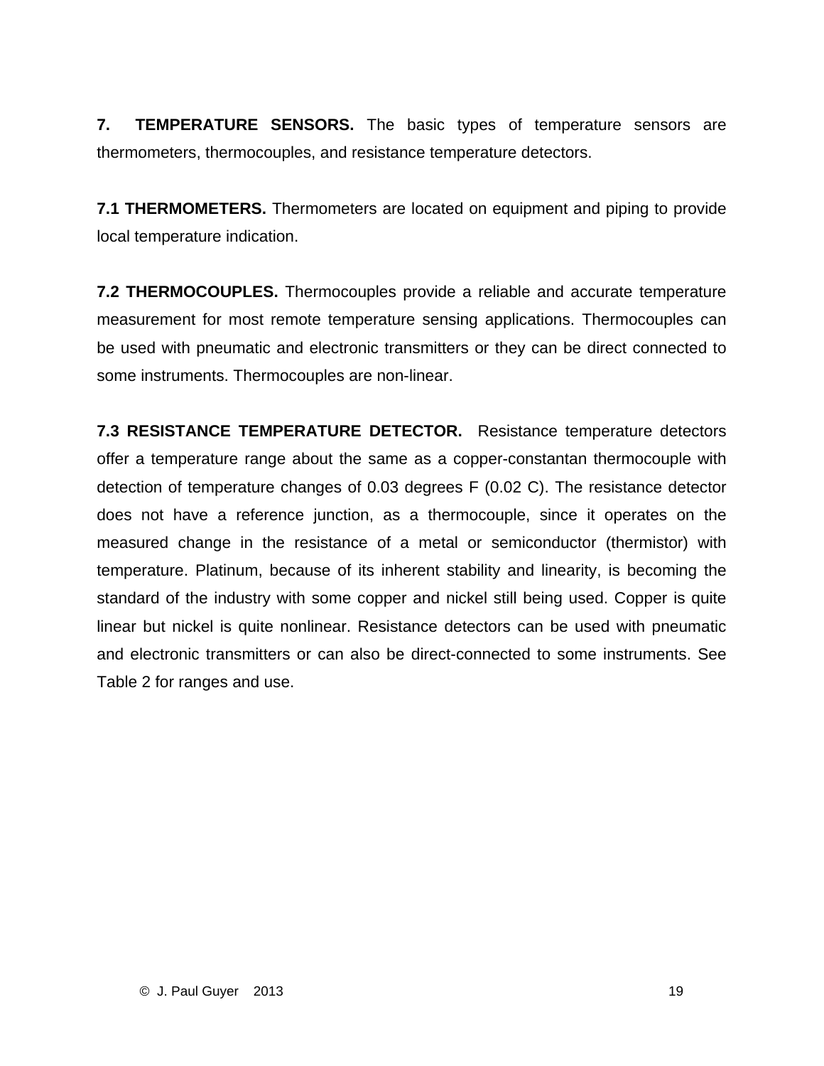**7. TEMPERATURE SENSORS.** The basic types of temperature sensors are thermometers, thermocouples, and resistance temperature detectors.

**7.1 THERMOMETERS.** Thermometers are located on equipment and piping to provide local temperature indication.

**7.2 THERMOCOUPLES.** Thermocouples provide a reliable and accurate temperature measurement for most remote temperature sensing applications. Thermocouples can be used with pneumatic and electronic transmitters or they can be direct connected to some instruments. Thermocouples are non-linear.

**7.3 RESISTANCE TEMPERATURE DETECTOR.** Resistance temperature detectors offer a temperature range about the same as a copper-constantan thermocouple with detection of temperature changes of 0.03 degrees F (0.02 C). The resistance detector does not have a reference junction, as a thermocouple, since it operates on the measured change in the resistance of a metal or semiconductor (thermistor) with temperature. Platinum, because of its inherent stability and linearity, is becoming the standard of the industry with some copper and nickel still being used. Copper is quite linear but nickel is quite nonlinear. Resistance detectors can be used with pneumatic and electronic transmitters or can also be direct-connected to some instruments. See Table 2 for ranges and use.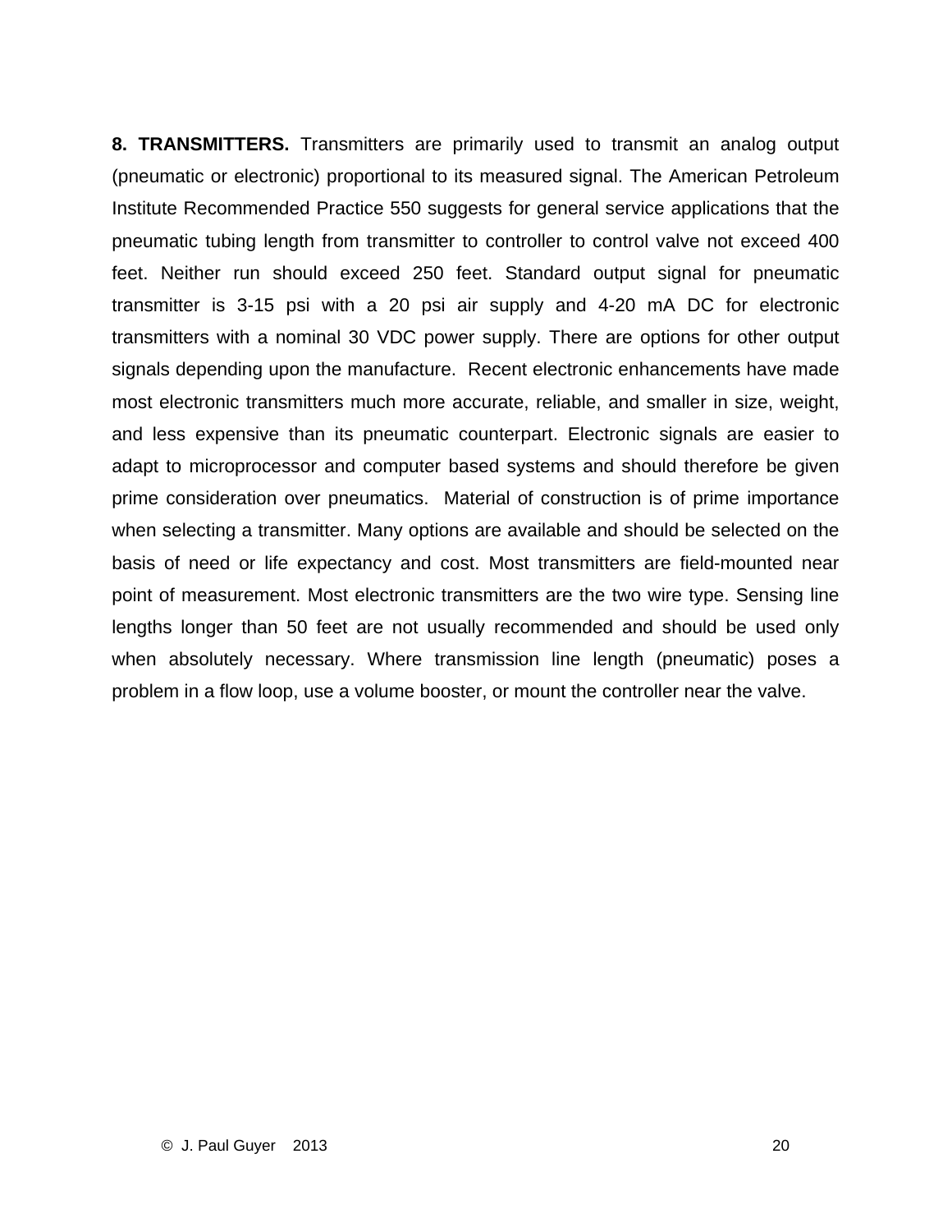**8. TRANSMITTERS.** Transmitters are primarily used to transmit an analog output (pneumatic or electronic) proportional to its measured signal. The American Petroleum Institute Recommended Practice 550 suggests for general service applications that the pneumatic tubing length from transmitter to controller to control valve not exceed 400 feet. Neither run should exceed 250 feet. Standard output signal for pneumatic transmitter is 3-15 psi with a 20 psi air supply and 4-20 mA DC for electronic transmitters with a nominal 30 VDC power supply. There are options for other output signals depending upon the manufacture. Recent electronic enhancements have made most electronic transmitters much more accurate, reliable, and smaller in size, weight, and less expensive than its pneumatic counterpart. Electronic signals are easier to adapt to microprocessor and computer based systems and should therefore be given prime consideration over pneumatics. Material of construction is of prime importance when selecting a transmitter. Many options are available and should be selected on the basis of need or life expectancy and cost. Most transmitters are field-mounted near point of measurement. Most electronic transmitters are the two wire type. Sensing line lengths longer than 50 feet are not usually recommended and should be used only when absolutely necessary. Where transmission line length (pneumatic) poses a problem in a flow loop, use a volume booster, or mount the controller near the valve.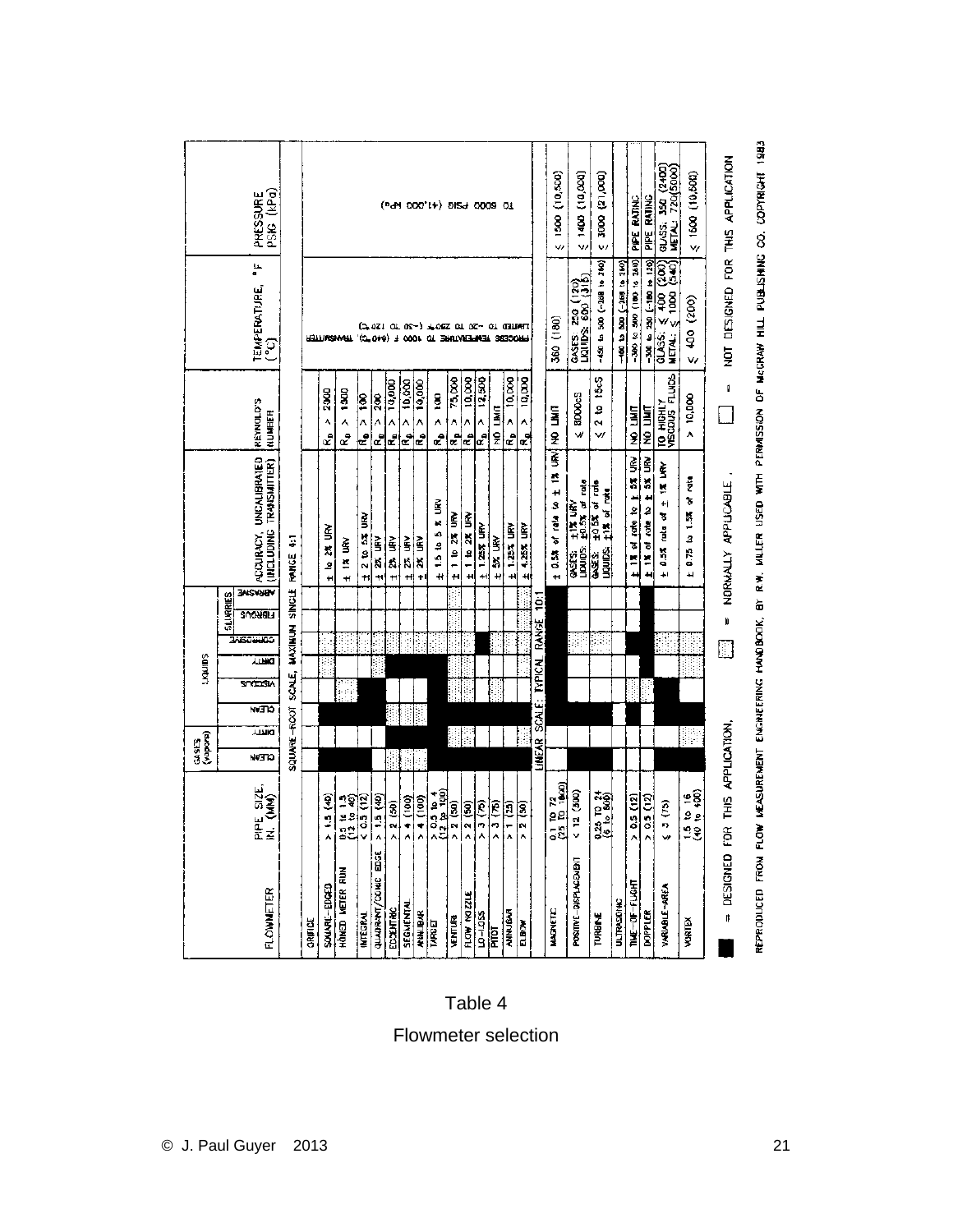| FLOWMETER | PIPE SIZE, IN. (MM) | GASES (Vapors) CLEAN | GASES (Vapors) DIRTY | LIQUIDS CLEAN | LIQUIDS VISCOUS | LIQUIDS DIRTY | LIQUIDS CORROSIVE | SLURRIES FIBROUS | SLURRIES ABRASIVE | ACCURACY, UNCALIBRATED (INCLUDING TRANSMITTER) | REYNOLDS NUMBER | TEMPERATURE, °F (°C) | PRESSURE PSIG (kPa) |
|---|---|---|---|---|---|---|---|---|---|---|---|---|---|
| **SQUARE-ROOT SCALE; MAXIMUM SINGLE RANGE 4:1** | | | | | | | | | | | | | |
| ORIFICE | | | | | | | | | | | | PROCESS TEMPERATURE TO 1000 F (540 C). TRANSMITTER LIMITED TO -20 TO 250 F (-30 TO 120 C) | TO 6000 PSIG (41,000 kPa) |
| SQUARE-EDGED | > 1.5 (40) | ■ | | ■ | | ▒ | ▒ | | | ± 1 to 2% URV | $R_D$ > 2000 | | |
| HONED METER RUN | 0.5 to 1.5 (12 to 40) | ■ | | ■ | | | ▒ | | | ± 1% URV | $R_D$ > 1000 | | |
| INTEGRAL | < 0.5 (12) | ■ | | ■ | ▒ | | ▒ | | | ± 2 to 5% URV | $R_D$ > 100 | | |
| QUADRANT/CONIC EDGE | > 1.5 (40) | ▒ | | ■ | ■ | ▒ | ▒ | | | ± 2% URV | $R_D$ > 200 | | |
| ECCENTRIC | > 2 (50) | ▒ | ■ | ▒ | | ■ | ▒ | | | ± 2% URV | $R_D$ > 10,000 | | |
| SEGMENTAL | > 4 (100) | ▒ | ■ | ▒ | | ■ | ▒ | | | ± 2% URV | $R_D$ > 10,000 | | |
| ANNUBAR | > 4 (100) | ■ | | ■ | | ■ | ▒ | | | ± 2% URV | $R_D$ > 10,000 | | |
| TARGET | > 0.5 to 4 (12 to 100) | ■ | ■ | ■ | ■ | ■ | ▒ | ▒ | ▒ | ± 1.5 to 5 % URV | $R_D$ > 100 | | |
| VENTURI | > 2 (50) | ■ | ▒ | ■ | ▒ | ▒ | ▒ | | ▒ | ± 1 to 2% URV | $R_D$ > 75,000 | | |
| FLOW NOZZLE | > 2 (50) | ■ | ▒ | ■ | ▒ | ▒ | ▒ | | | ± 1 to 2% URV | $R_D$ > 10,000 | | |
| LO-LOSS | > 3 (75) | ■ | | ■ | | ▒ | ■ | | ▒ | ± 1.25% URV | $R_D$ > 12,500 | | |
| PITOT | > 3 (75) | ■ | | ■ | | | ▒ | | | ± 5% URV | NO LIMIT | | |
| ANNUBAR | > 1 (25) | ■ | | ■ | | ▒ | ▒ | | | ± 1.25% URV | $R_D$ > 10,000 | | |
| ELBOW | > 2 (50) | ■ | ▒ | ■ | | ▒ | ▒ | | ▒ | ± 4.25% URV | $R_D$ > 10,000 | | |
| **LINEAR SCALE; TYPICAL RANGE 10:1** | | | | | | | | | | | | | |
| MAGNETIC | 0.1 TO 72 (2.5 TO 1800) | | | ■ | ■ | ■ | ■ | ■ | ■ | ± 0.5% of rate to ± 1% URV | NO LIMIT | 360 (180) | ≤ 1500 (10,500) |
| POSITIVE-DISPLACEMENT | < 12 (300) | ■ | | ■ | ■ | | | | | GASES: ± 1% URV LIQUIDS: ±0.5% of rate | ≤ 8000cS | GASES: 250 (120) LIQUIDS: 600 (315) | ≤ 1400 (10,000) |
| TURBINE | 0.25 TO 24 (6 to 600) | ■ | | ■ | ▒ | | | | | GASES: ±0.5% of rate LIQUIDS: ±1% of rate | ≤ 2 to 15cS | -450 to 500 (-268 to 260) | ≤ 3000 (21,000) |
| ULTRASONIC | | | | | | | | | | | | -460 to 500 (-268 to 260) | |
| TIME-OF-FLIGHT | > 0.5 (12) | | | ■ | | | ▒ | | | ± 1% of rate to ± 5% URV | NO LIMIT | -300 to 500 (-180 to 260) | PIPE RATING |
| DOPPLER | > 0.5 (12) | | | | ▒ | ■ | ■ | ▒ | ■ | ± 1% of rate to ± 5% URV | NO LIMIT | -300 to 250 (-180 to 120) | PIPE RATING |
| VARIABLE-AREA | ≤ 3 (75) | ■ | | ■ | ■ | | ▒ | | | ± 0.5% rate of ± 1% URV | TO HIGHLY VISCOUS FLUIDS | GLASS: ≤ 400 (200) METAL: ≤ 1000 (540) | GLASS: 350 (2400) METAL: 720 (5000) |
| VORTEX | 1.5 to 16 (40 to 400) | ■ | ▒ | ■ | | | ▒ | | | ± 0.75 to 1.5% of rate | > 10,000 | ≤ 400 (200) | ≤ 1500 (10,500) |

■ = DESIGNED FOR THIS APPLICATION, ▒ = NORMALLY APPLICABLE, ☐ = NOT DESIGNED FOR THIS APPLICATION

REPRODUCED FROM FLOW MEASUREMENT ENGINEERING HANDBOOK, BY R.W. MILLER USED WITH PERMISSION OF McGRAW HILL PUBLISHING CO. COPYRIGHT 1983

Table 4

Flowmeter selection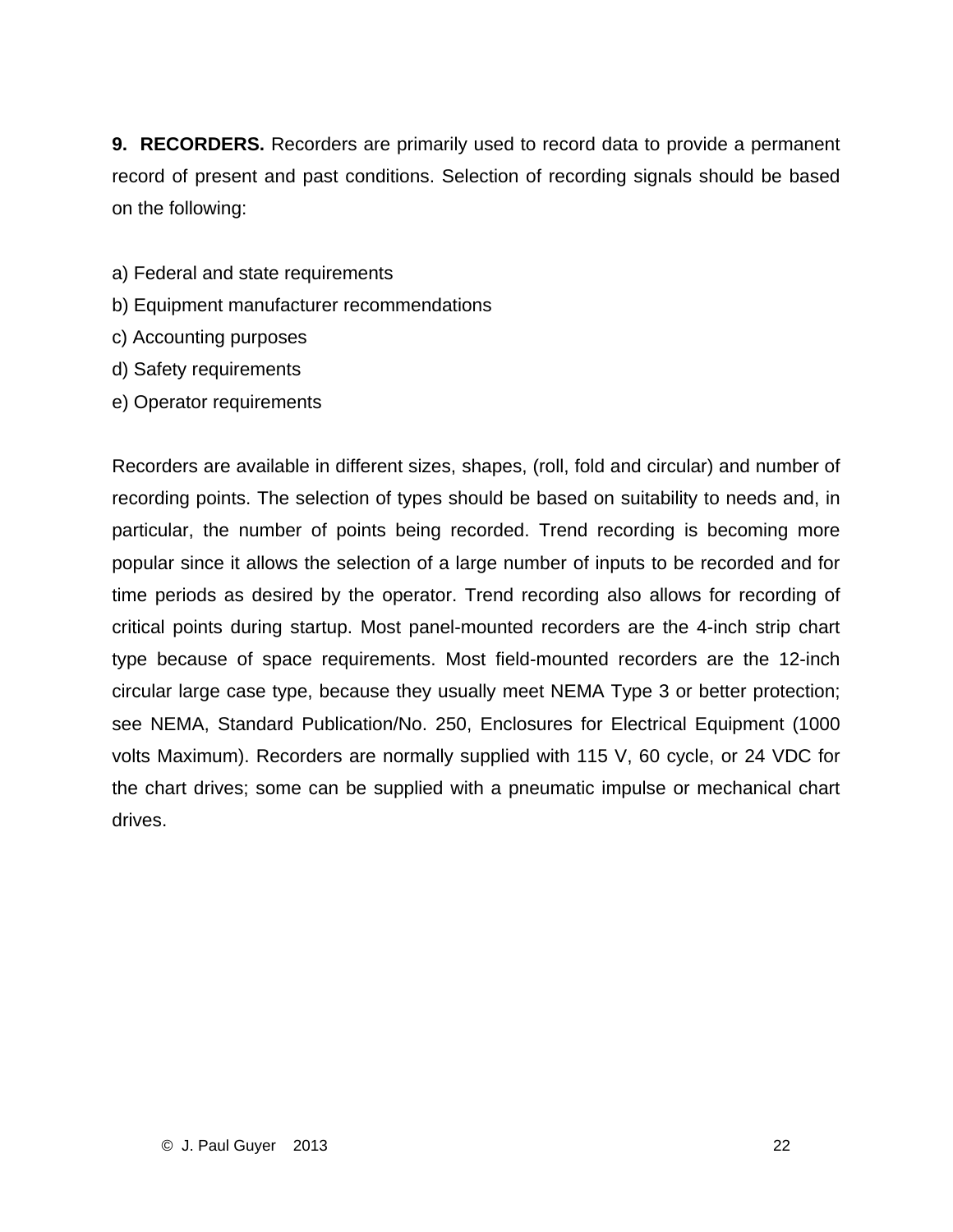**9. RECORDERS.** Recorders are primarily used to record data to provide a permanent record of present and past conditions. Selection of recording signals should be based on the following:

a) Federal and state requirements
b) Equipment manufacturer recommendations
c) Accounting purposes
d) Safety requirements
e) Operator requirements

Recorders are available in different sizes, shapes, (roll, fold and circular) and number of recording points. The selection of types should be based on suitability to needs and, in particular, the number of points being recorded. Trend recording is becoming more popular since it allows the selection of a large number of inputs to be recorded and for time periods as desired by the operator. Trend recording also allows for recording of critical points during startup. Most panel-mounted recorders are the 4-inch strip chart type because of space requirements. Most field-mounted recorders are the 12-inch circular large case type, because they usually meet NEMA Type 3 or better protection; see NEMA, Standard Publication/No. 250, Enclosures for Electrical Equipment (1000 volts Maximum). Recorders are normally supplied with 115 V, 60 cycle, or 24 VDC for the chart drives; some can be supplied with a pneumatic impulse or mechanical chart drives.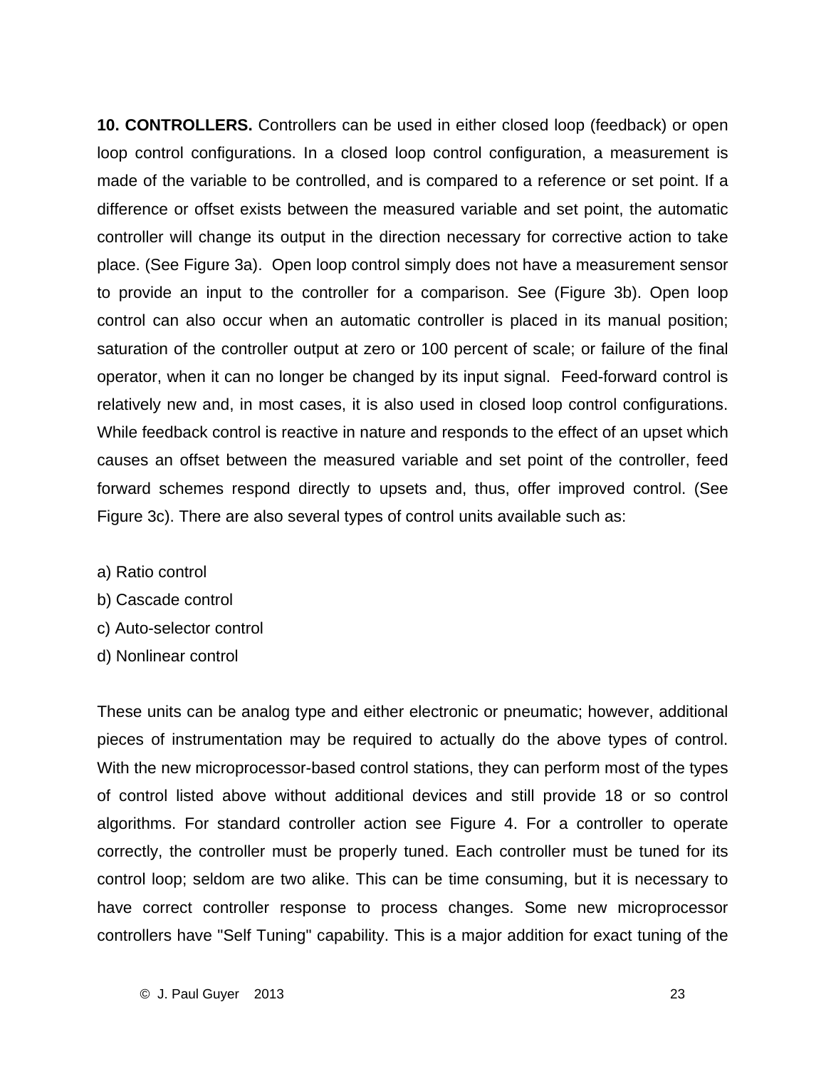**10. CONTROLLERS.** Controllers can be used in either closed loop (feedback) or open loop control configurations. In a closed loop control configuration, a measurement is made of the variable to be controlled, and is compared to a reference or set point. If a difference or offset exists between the measured variable and set point, the automatic controller will change its output in the direction necessary for corrective action to take place. (See Figure 3a). Open loop control simply does not have a measurement sensor to provide an input to the controller for a comparison. See (Figure 3b). Open loop control can also occur when an automatic controller is placed in its manual position; saturation of the controller output at zero or 100 percent of scale; or failure of the final operator, when it can no longer be changed by its input signal. Feed-forward control is relatively new and, in most cases, it is also used in closed loop control configurations. While feedback control is reactive in nature and responds to the effect of an upset which causes an offset between the measured variable and set point of the controller, feed forward schemes respond directly to upsets and, thus, offer improved control. (See Figure 3c). There are also several types of control units available such as:

a) Ratio control
b) Cascade control
c) Auto-selector control
d) Nonlinear control

These units can be analog type and either electronic or pneumatic; however, additional pieces of instrumentation may be required to actually do the above types of control. With the new microprocessor-based control stations, they can perform most of the types of control listed above without additional devices and still provide 18 or so control algorithms. For standard controller action see Figure 4. For a controller to operate correctly, the controller must be properly tuned. Each controller must be tuned for its control loop; seldom are two alike. This can be time consuming, but it is necessary to have correct controller response to process changes. Some new microprocessor controllers have "Self Tuning" capability. This is a major addition for exact tuning of the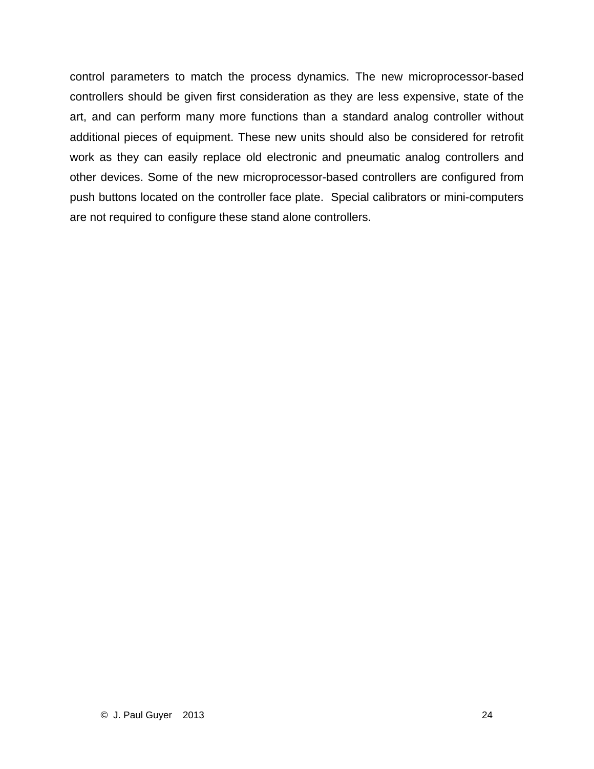control parameters to match the process dynamics. The new microprocessor-based controllers should be given first consideration as they are less expensive, state of the art, and can perform many more functions than a standard analog controller without additional pieces of equipment. These new units should also be considered for retrofit work as they can easily replace old electronic and pneumatic analog controllers and other devices. Some of the new microprocessor-based controllers are configured from push buttons located on the controller face plate.  Special calibrators or mini-computers are not required to configure these stand alone controllers.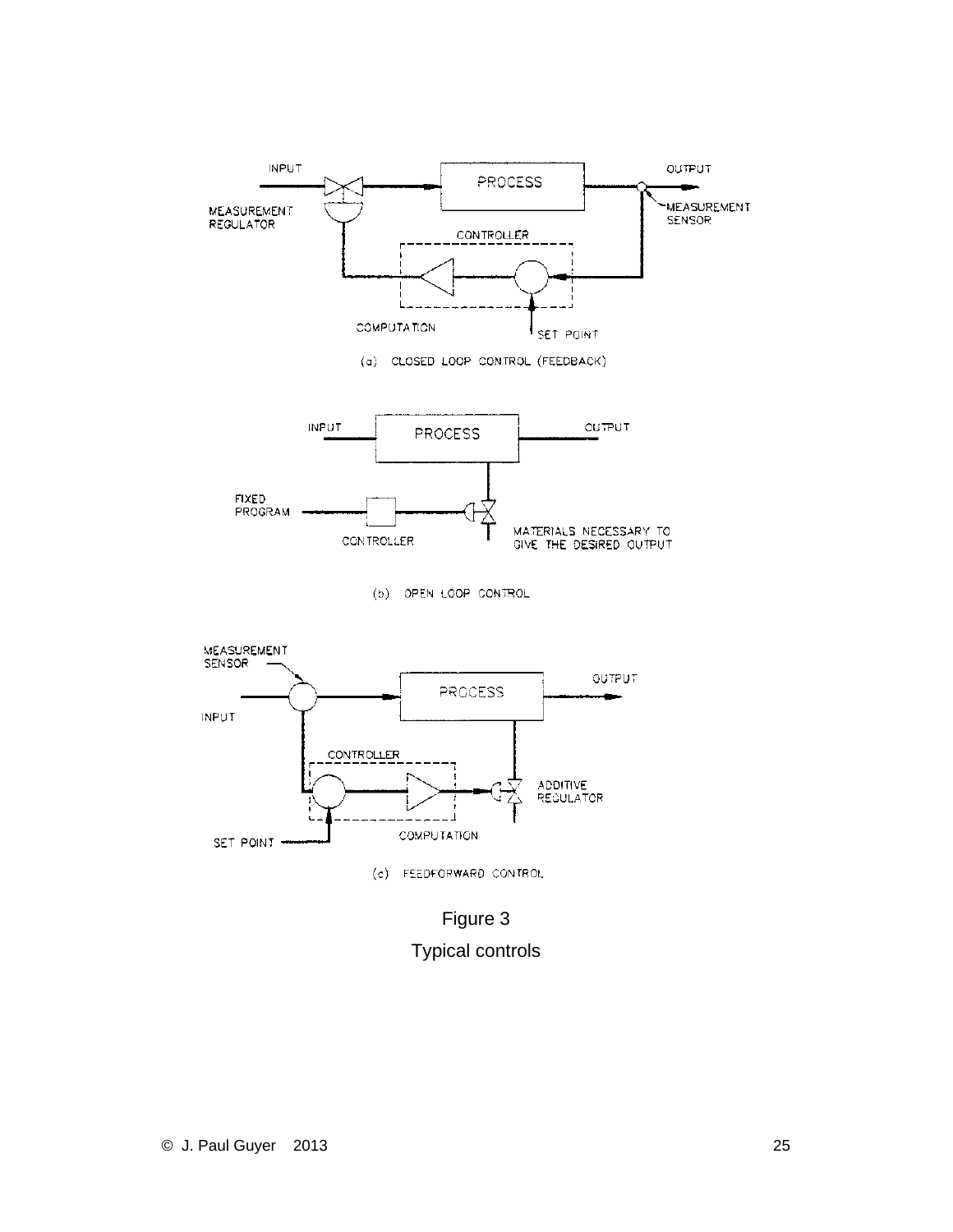INPUT

OUTPUT

MEASUREMENT REGULATOR

PROCESS

MEASUREMENT SENSOR

CONTROLLER

COMPUTATION

SET POINT

(a) CLOSED LOOP CONTROL (FEEDBACK)

INPUT

PROCESS

OUTPUT

FIXED PROGRAM

CONTROLLER

MATERIALS NECESSARY TO GIVE THE DESIRED OUTPUT

(b) OPEN LOOP CONTROL

MEASUREMENT SENSOR

INPUT

PROCESS

OUTPUT

CONTROLLER

ADDITIVE REGULATOR

SET POINT

COMPUTATION

(c) FEEDFORWARD CONTROL

Figure 3

Typical controls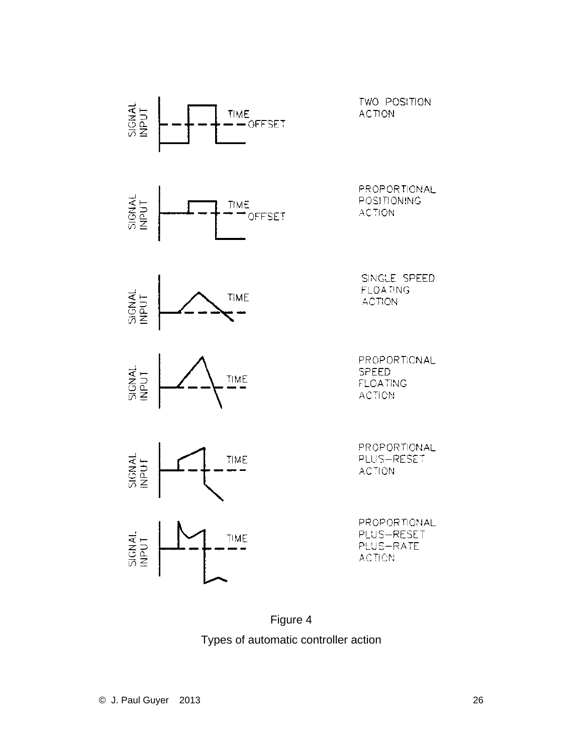SIGNAL INPUT — TIME — OFFSET — TWO POSITION ACTION

SIGNAL INPUT — TIME — OFFSET — PROPORTIONAL POSITIONING ACTION

SIGNAL INPUT — TIME — SINGLE SPEED FLOATING ACTION

SIGNAL INPUT — TIME — PROPORTIONAL SPEED FLOATING ACTION

SIGNAL INPUT — TIME — PROPORTIONAL PLUS–RESET ACTION

SIGNAL INPUT — TIME — PROPORTIONAL PLUS–RESET PLUS–RATE ACTION

Figure 4

Types of automatic controller action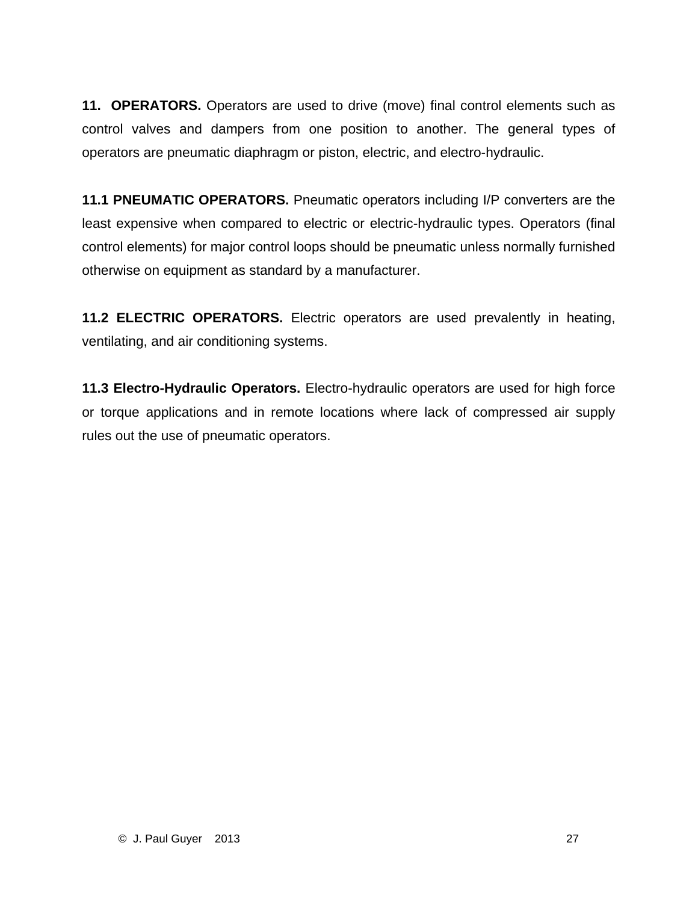**11. OPERATORS.** Operators are used to drive (move) final control elements such as control valves and dampers from one position to another. The general types of operators are pneumatic diaphragm or piston, electric, and electro-hydraulic.

**11.1 PNEUMATIC OPERATORS.** Pneumatic operators including I/P converters are the least expensive when compared to electric or electric-hydraulic types. Operators (final control elements) for major control loops should be pneumatic unless normally furnished otherwise on equipment as standard by a manufacturer.

**11.2 ELECTRIC OPERATORS.** Electric operators are used prevalently in heating, ventilating, and air conditioning systems.

**11.3 Electro-Hydraulic Operators.** Electro-hydraulic operators are used for high force or torque applications and in remote locations where lack of compressed air supply rules out the use of pneumatic operators.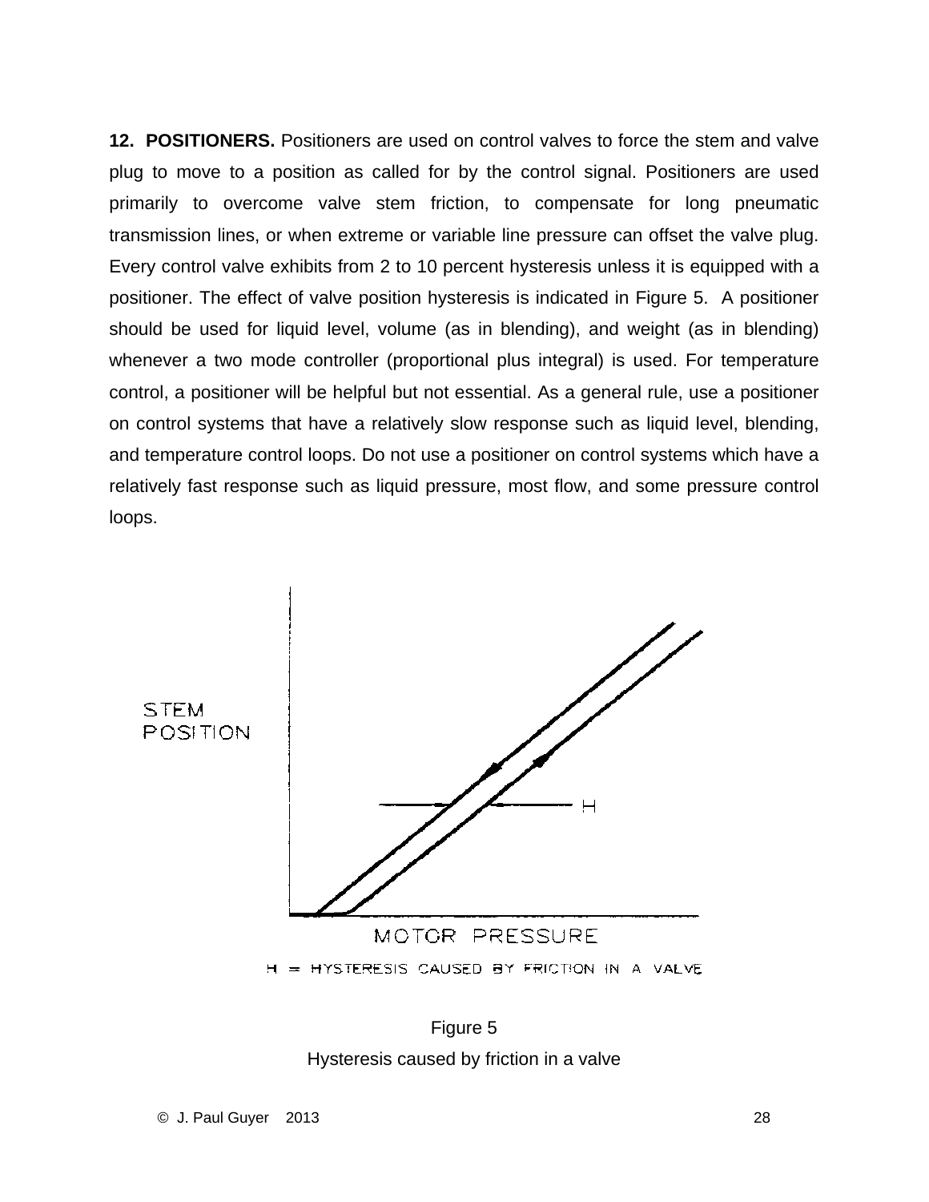**12. POSITIONERS.** Positioners are used on control valves to force the stem and valve plug to move to a position as called for by the control signal. Positioners are used primarily to overcome valve stem friction, to compensate for long pneumatic transmission lines, or when extreme or variable line pressure can offset the valve plug. Every control valve exhibits from 2 to 10 percent hysteresis unless it is equipped with a positioner. The effect of valve position hysteresis is indicated in Figure 5. A positioner should be used for liquid level, volume (as in blending), and weight (as in blending) whenever a two mode controller (proportional plus integral) is used. For temperature control, a positioner will be helpful but not essential. As a general rule, use a positioner on control systems that have a relatively slow response such as liquid level, blending, and temperature control loops. Do not use a positioner on control systems which have a relatively fast response such as liquid pressure, most flow, and some pressure control loops.

STEM POSITION

H

MOTOR PRESSURE

H = HYSTERESIS CAUSED BY FRICTION IN A VALVE

Figure 5

Hysteresis caused by friction in a valve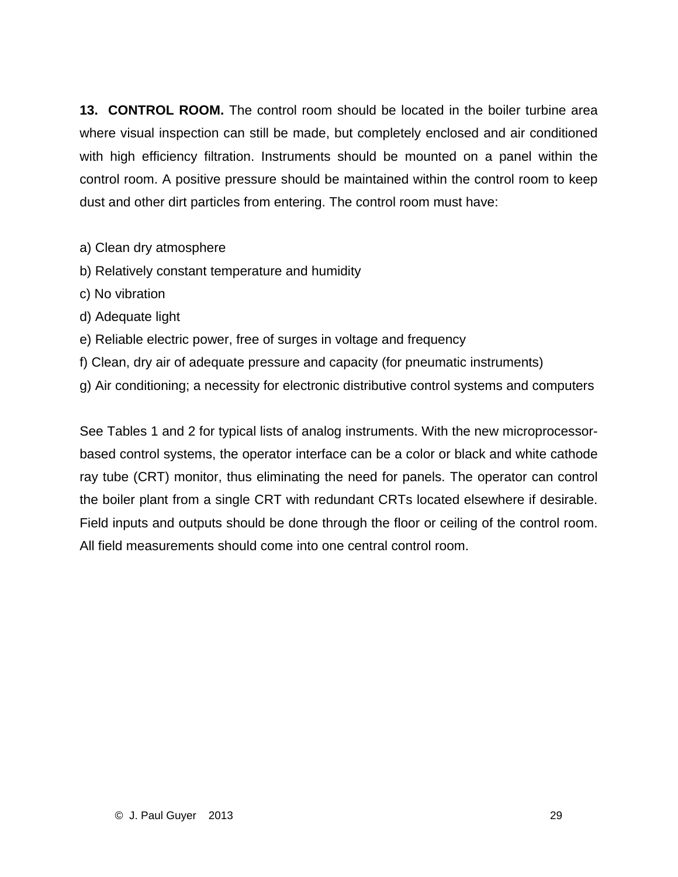**13. CONTROL ROOM.** The control room should be located in the boiler turbine area where visual inspection can still be made, but completely enclosed and air conditioned with high efficiency filtration. Instruments should be mounted on a panel within the control room. A positive pressure should be maintained within the control room to keep dust and other dirt particles from entering. The control room must have:

a) Clean dry atmosphere
b) Relatively constant temperature and humidity
c) No vibration
d) Adequate light
e) Reliable electric power, free of surges in voltage and frequency
f) Clean, dry air of adequate pressure and capacity (for pneumatic instruments)
g) Air conditioning; a necessity for electronic distributive control systems and computers

See Tables 1 and 2 for typical lists of analog instruments. With the new microprocessor-based control systems, the operator interface can be a color or black and white cathode ray tube (CRT) monitor, thus eliminating the need for panels. The operator can control the boiler plant from a single CRT with redundant CRTs located elsewhere if desirable. Field inputs and outputs should be done through the floor or ceiling of the control room. All field measurements should come into one central control room.